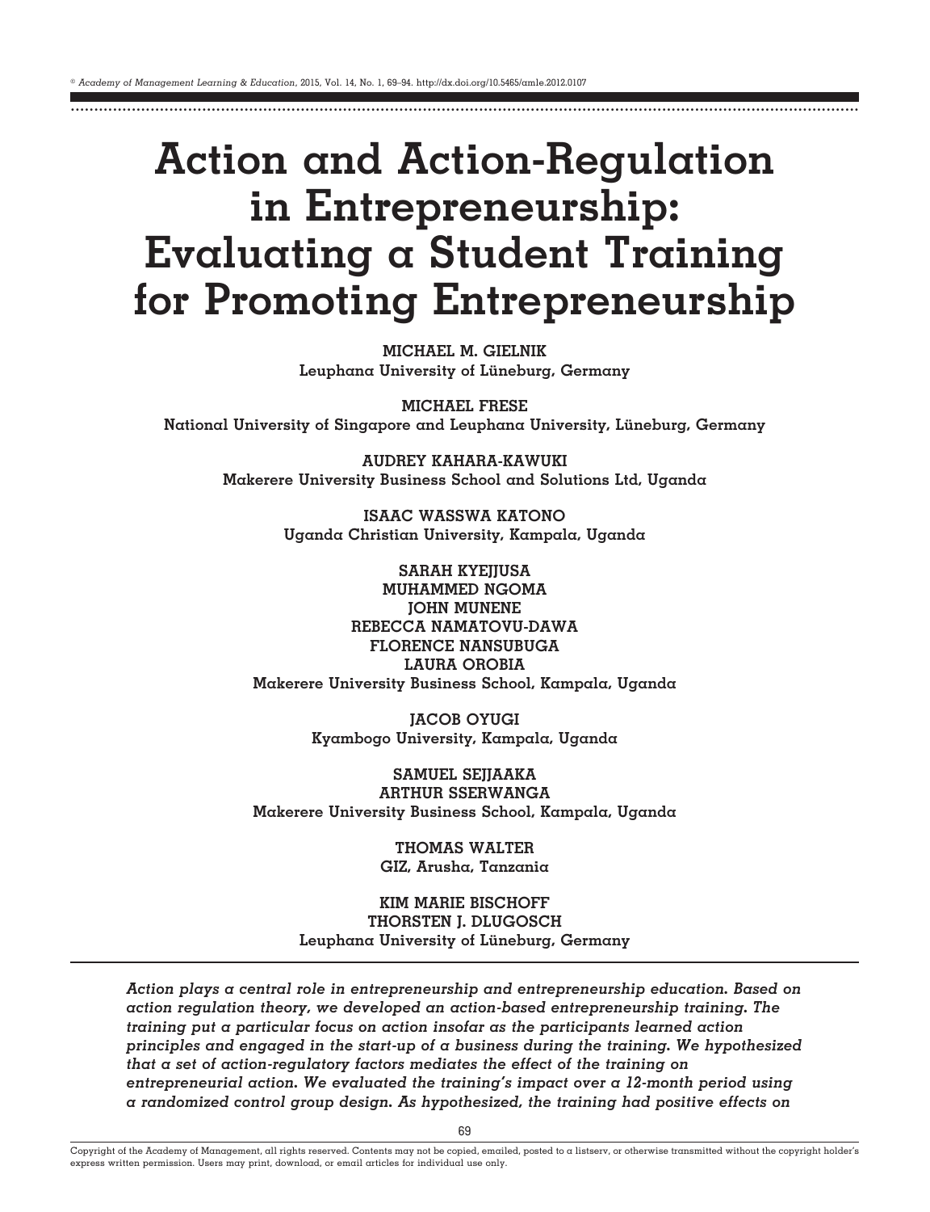# Action and Action-Regulation in Entrepreneurship: Evaluating a Student Training for Promoting Entrepreneurship

**MICHAEL M. GIELNIK**
Leuphana University of Lüneburg, Germany

**MICHAEL FRESE**
National University of Singapore and Leuphana University, Lüneburg, Germany

**AUDREY KAHARA-KAWUKI**
Makerere University Business School and Solutions Ltd, Uganda

**ISAAC WASSWA KATONO**
Uganda Christian University, Kampala, Uganda

**SARAH KYEJJUSA**
**MUHAMMED NGOMA**
**JOHN MUNENE**
**REBECCA NAMATOVU-DAWA**
**FLORENCE NANSUBUGA**
**LAURA OROBIA**
Makerere University Business School, Kampala, Uganda

**JACOB OYUGI**
Kyambogo University, Kampala, Uganda

**SAMUEL SEJJAAKA**
**ARTHUR SSERWANGA**
Makerere University Business School, Kampala, Uganda

**THOMAS WALTER**
GIZ, Arusha, Tanzania

**KIM MARIE BISCHOFF**
**THORSTEN J. DLUGOSCH**
Leuphana University of Lüneburg, Germany

*Action plays a central role in entrepreneurship and entrepreneurship education. Based on action regulation theory, we developed an action-based entrepreneurship training. The training put a particular focus on action insofar as the participants learned action principles and engaged in the start-up of a business during the training. We hypothesized that a set of action-regulatory factors mediates the effect of the training on entrepreneurial action. We evaluated the training's impact over a 12-month period using a randomized control group design. As hypothesized, the training had positive effects on*

Copyright of the Academy of Management, all rights reserved. Contents may not be copied, emailed, posted to a listserv, or otherwise transmitted without the copyright holder's express written permission. Users may print, download, or email articles for individual use only.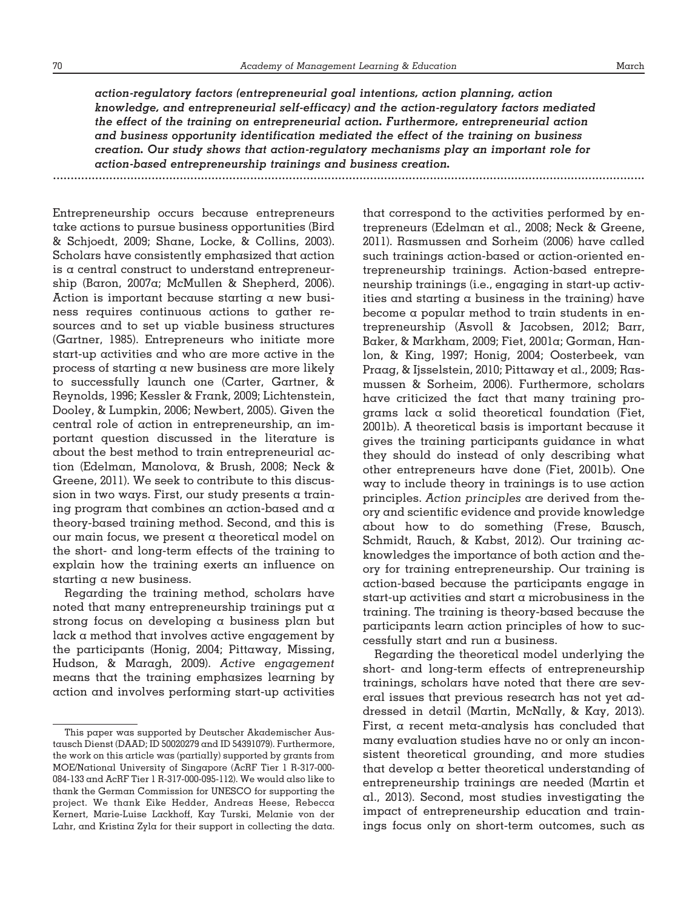***action-regulatory factors (entrepreneurial goal intentions, action planning, action knowledge, and entrepreneurial self-efficacy) and the action-regulatory factors mediated the effect of the training on entrepreneurial action. Furthermore, entrepreneurial action and business opportunity identification mediated the effect of the training on business creation. Our study shows that action-regulatory mechanisms play an important role for action-based entrepreneurship trainings and business creation.***

---

Entrepreneurship occurs because entrepreneurs take actions to pursue business opportunities (Bird & Schjoedt, 2009; Shane, Locke, & Collins, 2003). Scholars have consistently emphasized that action is a central construct to understand entrepreneurship (Baron, 2007a; McMullen & Shepherd, 2006). Action is important because starting a new business requires continuous actions to gather resources and to set up viable business structures (Gartner, 1985). Entrepreneurs who initiate more start-up activities and who are more active in the process of starting a new business are more likely to successfully launch one (Carter, Gartner, & Reynolds, 1996; Kessler & Frank, 2009; Lichtenstein, Dooley, & Lumpkin, 2006; Newbert, 2005). Given the central role of action in entrepreneurship, an important question discussed in the literature is about the best method to train entrepreneurial action (Edelman, Manolova, & Brush, 2008; Neck & Greene, 2011). We seek to contribute to this discussion in two ways. First, our study presents a training program that combines an action-based and a theory-based training method. Second, and this is our main focus, we present a theoretical model on the short- and long-term effects of the training to explain how the training exerts an influence on starting a new business.

Regarding the training method, scholars have noted that many entrepreneurship trainings put a strong focus on developing a business plan but lack a method that involves active engagement by the participants (Honig, 2004; Pittaway, Missing, Hudson, & Maragh, 2009). *Active engagement* means that the training emphasizes learning by action and involves performing start-up activities that correspond to the activities performed by entrepreneurs (Edelman et al., 2008; Neck & Greene, 2011). Rasmussen and Sorheim (2006) have called such trainings action-based or action-oriented entrepreneurship trainings. Action-based entrepreneurship trainings (i.e., engaging in start-up activities and starting a business in the training) have become a popular method to train students in entrepreneurship (Asvoll & Jacobsen, 2012; Barr, Baker, & Markham, 2009; Fiet, 2001a; Gorman, Hanlon, & King, 1997; Honig, 2004; Oosterbeek, van Praag, & Ijsselstein, 2010; Pittaway et al., 2009; Rasmussen & Sorheim, 2006). Furthermore, scholars have criticized the fact that many training programs lack a solid theoretical foundation (Fiet, 2001b). A theoretical basis is important because it gives the training participants guidance in what they should do instead of only describing what other entrepreneurs have done (Fiet, 2001b). One way to include theory in trainings is to use action principles. *Action principles* are derived from theory and scientific evidence and provide knowledge about how to do something (Frese, Bausch, Schmidt, Rauch, & Kabst, 2012). Our training acknowledges the importance of both action and theory for training entrepreneurship. Our training is action-based because the participants engage in start-up activities and start a microbusiness in the training. The training is theory-based because the participants learn action principles of how to successfully start and run a business.

Regarding the theoretical model underlying the short- and long-term effects of entrepreneurship trainings, scholars have noted that there are several issues that previous research has not yet addressed in detail (Martin, McNally, & Kay, 2013). First, a recent meta-analysis has concluded that many evaluation studies have no or only an inconsistent theoretical grounding, and more studies that develop a better theoretical understanding of entrepreneurship trainings are needed (Martin et al., 2013). Second, most studies investigating the impact of entrepreneurship education and trainings focus only on short-term outcomes, such as

---

This paper was supported by Deutscher Akademischer Austausch Dienst (DAAD; ID 50020279 and ID 54391079). Furthermore, the work on this article was (partially) supported by grants from MOE/National University of Singapore (AcRF Tier 1 R-317-000-084-133 and AcRF Tier 1 R-317-000-095-112). We would also like to thank the German Commission for UNESCO for supporting the project. We thank Eike Hedder, Andreas Heese, Rebecca Kernert, Marie-Luise Lackhoff, Kay Turski, Melanie von der Lahr, and Kristina Zyla for their support in collecting the data.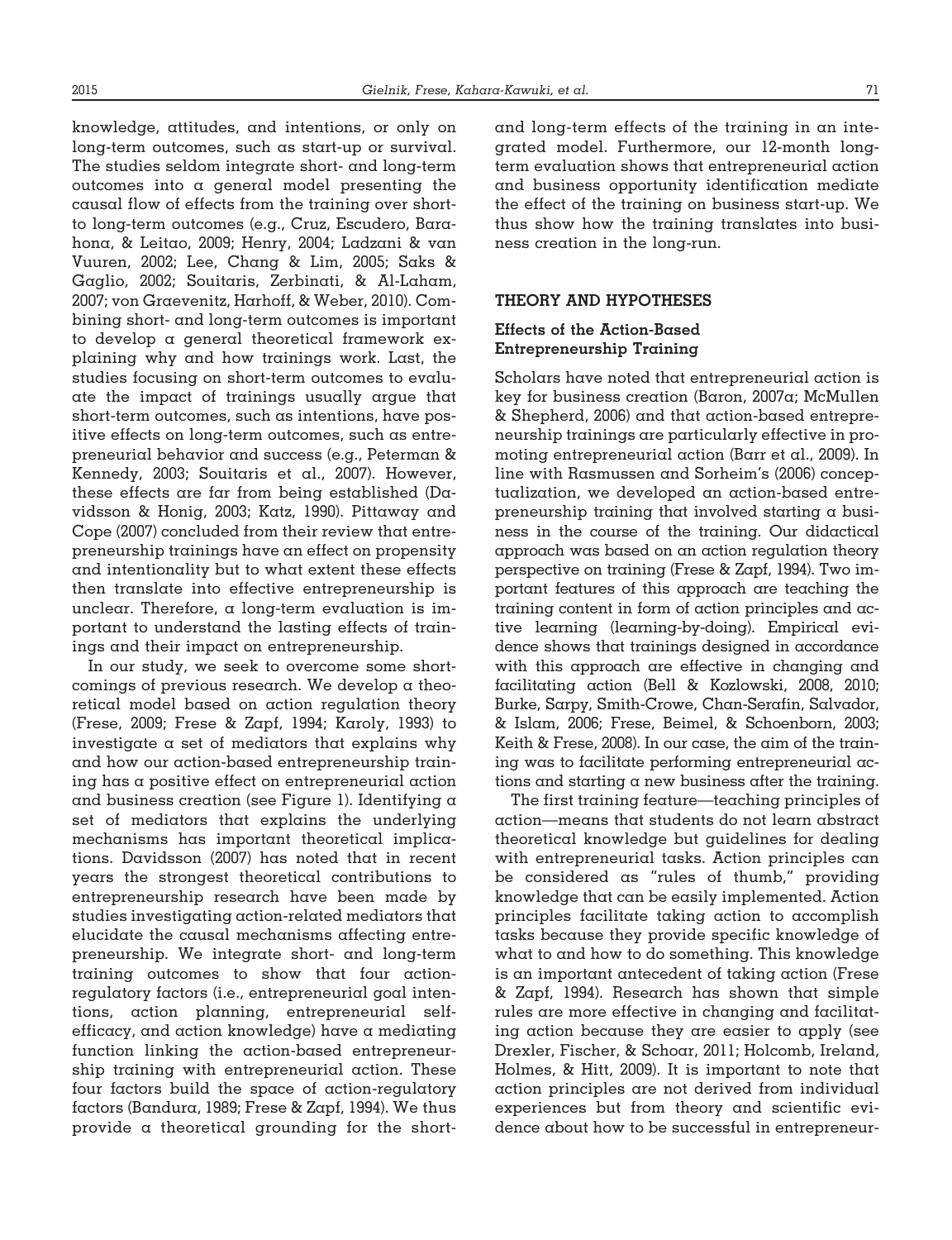knowledge, attitudes, and intentions, or only on long-term outcomes, such as start-up or survival. The studies seldom integrate short- and long-term outcomes into a general model presenting the causal flow of effects from the training over short- to long-term outcomes (e.g., Cruz, Escudero, Barahona, & Leitao, 2009; Henry, 2004; Ladzani & van Vuuren, 2002; Lee, Chang & Lim, 2005; Saks & Gaglio, 2002; Souitaris, Zerbinati, & Al-Laham, 2007; von Graevenitz, Harhoff, & Weber, 2010). Combining short- and long-term outcomes is important to develop a general theoretical framework explaining why and how trainings work. Last, the studies focusing on short-term outcomes to evaluate the impact of trainings usually argue that short-term outcomes, such as intentions, have positive effects on long-term outcomes, such as entrepreneurial behavior and success (e.g., Peterman & Kennedy, 2003; Souitaris et al., 2007). However, these effects are far from being established (Davidsson & Honig, 2003; Katz, 1990). Pittaway and Cope (2007) concluded from their review that entrepreneurship trainings have an effect on propensity and intentionality but to what extent these effects then translate into effective entrepreneurship is unclear. Therefore, a long-term evaluation is important to understand the lasting effects of trainings and their impact on entrepreneurship.

In our study, we seek to overcome some shortcomings of previous research. We develop a theoretical model based on action regulation theory (Frese, 2009; Frese & Zapf, 1994; Karoly, 1993) to investigate a set of mediators that explains why and how our action-based entrepreneurship training has a positive effect on entrepreneurial action and business creation (see Figure 1). Identifying a set of mediators that explains the underlying mechanisms has important theoretical implications. Davidsson (2007) has noted that in recent years the strongest theoretical contributions to entrepreneurship research have been made by studies investigating action-related mediators that elucidate the causal mechanisms affecting entrepreneurship. We integrate short- and long-term training outcomes to show that four action-regulatory factors (i.e., entrepreneurial goal intentions, action planning, entrepreneurial self-efficacy, and action knowledge) have a mediating function linking the action-based entrepreneurship training with entrepreneurial action. These four factors build the space of action-regulatory factors (Bandura, 1989; Frese & Zapf, 1994). We thus provide a theoretical grounding for the short- and long-term effects of the training in an integrated model. Furthermore, our 12-month long-term evaluation shows that entrepreneurial action and business opportunity identification mediate the effect of the training on business start-up. We thus show how the training translates into business creation in the long-run.

## THEORY AND HYPOTHESES

### Effects of the Action-Based Entrepreneurship Training

Scholars have noted that entrepreneurial action is key for business creation (Baron, 2007a; McMullen & Shepherd, 2006) and that action-based entrepreneurship trainings are particularly effective in promoting entrepreneurial action (Barr et al., 2009). In line with Rasmussen and Sorheim's (2006) conceptualization, we developed an action-based entrepreneurship training that involved starting a business in the course of the training. Our didactical approach was based on an action regulation theory perspective on training (Frese & Zapf, 1994). Two important features of this approach are teaching the training content in form of action principles and active learning (learning-by-doing). Empirical evidence shows that trainings designed in accordance with this approach are effective in changing and facilitating action (Bell & Kozlowski, 2008, 2010; Burke, Sarpy, Smith-Crowe, Chan-Serafin, Salvador, & Islam, 2006; Frese, Beimel, & Schoenborn, 2003; Keith & Frese, 2008). In our case, the aim of the training was to facilitate performing entrepreneurial actions and starting a new business after the training.

The first training feature—teaching principles of action—means that students do not learn abstract theoretical knowledge but guidelines for dealing with entrepreneurial tasks. Action principles can be considered as "rules of thumb," providing knowledge that can be easily implemented. Action principles facilitate taking action to accomplish tasks because they provide specific knowledge of what to and how to do something. This knowledge is an important antecedent of taking action (Frese & Zapf, 1994). Research has shown that simple rules are more effective in changing and facilitating action because they are easier to apply (see Drexler, Fischer, & Schoar, 2011; Holcomb, Ireland, Holmes, & Hitt, 2009). It is important to note that action principles are not derived from individual experiences but from theory and scientific evidence about how to be successful in entrepreneur-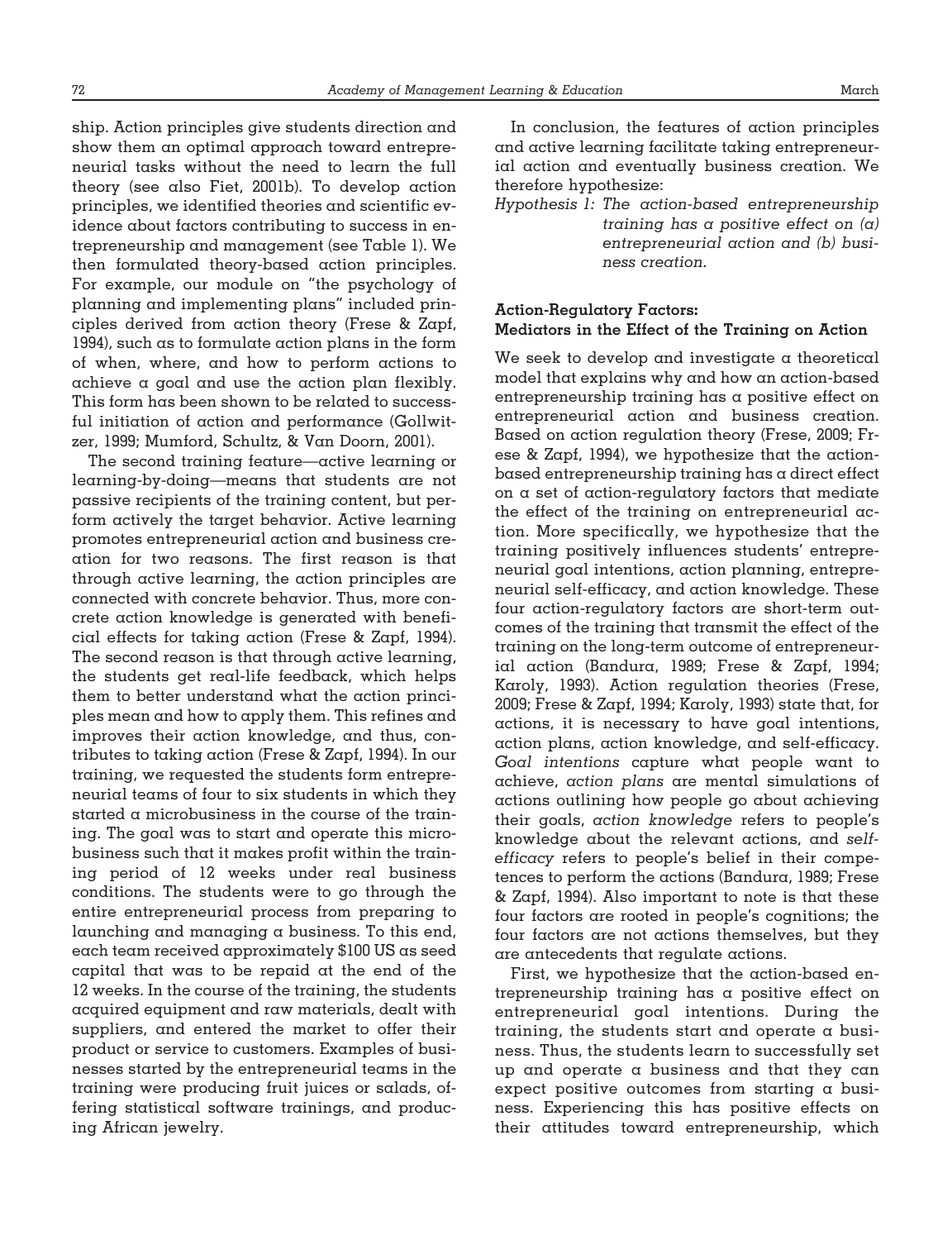ship. Action principles give students direction and show them an optimal approach toward entrepreneurial tasks without the need to learn the full theory (see also Fiet, 2001b). To develop action principles, we identified theories and scientific evidence about factors contributing to success in entrepreneurship and management (see Table 1). We then formulated theory-based action principles. For example, our module on "the psychology of planning and implementing plans" included principles derived from action theory (Frese & Zapf, 1994), such as to formulate action plans in the form of when, where, and how to perform actions to achieve a goal and use the action plan flexibly. This form has been shown to be related to successful initiation of action and performance (Gollwitzer, 1999; Mumford, Schultz, & Van Doorn, 2001).

The second training feature—active learning or learning-by-doing—means that students are not passive recipients of the training content, but perform actively the target behavior. Active learning promotes entrepreneurial action and business creation for two reasons. The first reason is that through active learning, the action principles are connected with concrete behavior. Thus, more concrete action knowledge is generated with beneficial effects for taking action (Frese & Zapf, 1994). The second reason is that through active learning, the students get real-life feedback, which helps them to better understand what the action principles mean and how to apply them. This refines and improves their action knowledge, and thus, contributes to taking action (Frese & Zapf, 1994). In our training, we requested the students form entrepreneurial teams of four to six students in which they started a microbusiness in the course of the training. The goal was to start and operate this microbusiness such that it makes profit within the training period of 12 weeks under real business conditions. The students were to go through the entire entrepreneurial process from preparing to launching and managing a business. To this end, each team received approximately $100 US as seed capital that was to be repaid at the end of the 12 weeks. In the course of the training, the students acquired equipment and raw materials, dealt with suppliers, and entered the market to offer their product or service to customers. Examples of businesses started by the entrepreneurial teams in the training were producing fruit juices or salads, offering statistical software trainings, and producing African jewelry.

In conclusion, the features of action principles and active learning facilitate taking entrepreneurial action and eventually business creation. We therefore hypothesize:

*Hypothesis 1: The action-based entrepreneurship training has a positive effect on (a) entrepreneurial action and (b) business creation.*

### Action-Regulatory Factors: Mediators in the Effect of the Training on Action

We seek to develop and investigate a theoretical model that explains why and how an action-based entrepreneurship training has a positive effect on entrepreneurial action and business creation. Based on action regulation theory (Frese, 2009; Frese & Zapf, 1994), we hypothesize that the action-based entrepreneurship training has a direct effect on a set of action-regulatory factors that mediate the effect of the training on entrepreneurial action. More specifically, we hypothesize that the training positively influences students' entrepreneurial goal intentions, action planning, entrepreneurial self-efficacy, and action knowledge. These four action-regulatory factors are short-term outcomes of the training that transmit the effect of the training on the long-term outcome of entrepreneurial action (Bandura, 1989; Frese & Zapf, 1994; Karoly, 1993). Action regulation theories (Frese, 2009; Frese & Zapf, 1994; Karoly, 1993) state that, for actions, it is necessary to have goal intentions, action plans, action knowledge, and self-efficacy. *Goal intentions* capture what people want to achieve, *action plans* are mental simulations of actions outlining how people go about achieving their goals, *action knowledge* refers to people's knowledge about the relevant actions, and *self-efficacy* refers to people's belief in their competences to perform the actions (Bandura, 1989; Frese & Zapf, 1994). Also important to note is that these four factors are rooted in people's cognitions; the four factors are not actions themselves, but they are antecedents that regulate actions.

First, we hypothesize that the action-based entrepreneurship training has a positive effect on entrepreneurial goal intentions. During the training, the students start and operate a business. Thus, the students learn to successfully set up and operate a business and that they can expect positive outcomes from starting a business. Experiencing this has positive effects on their attitudes toward entrepreneurship, which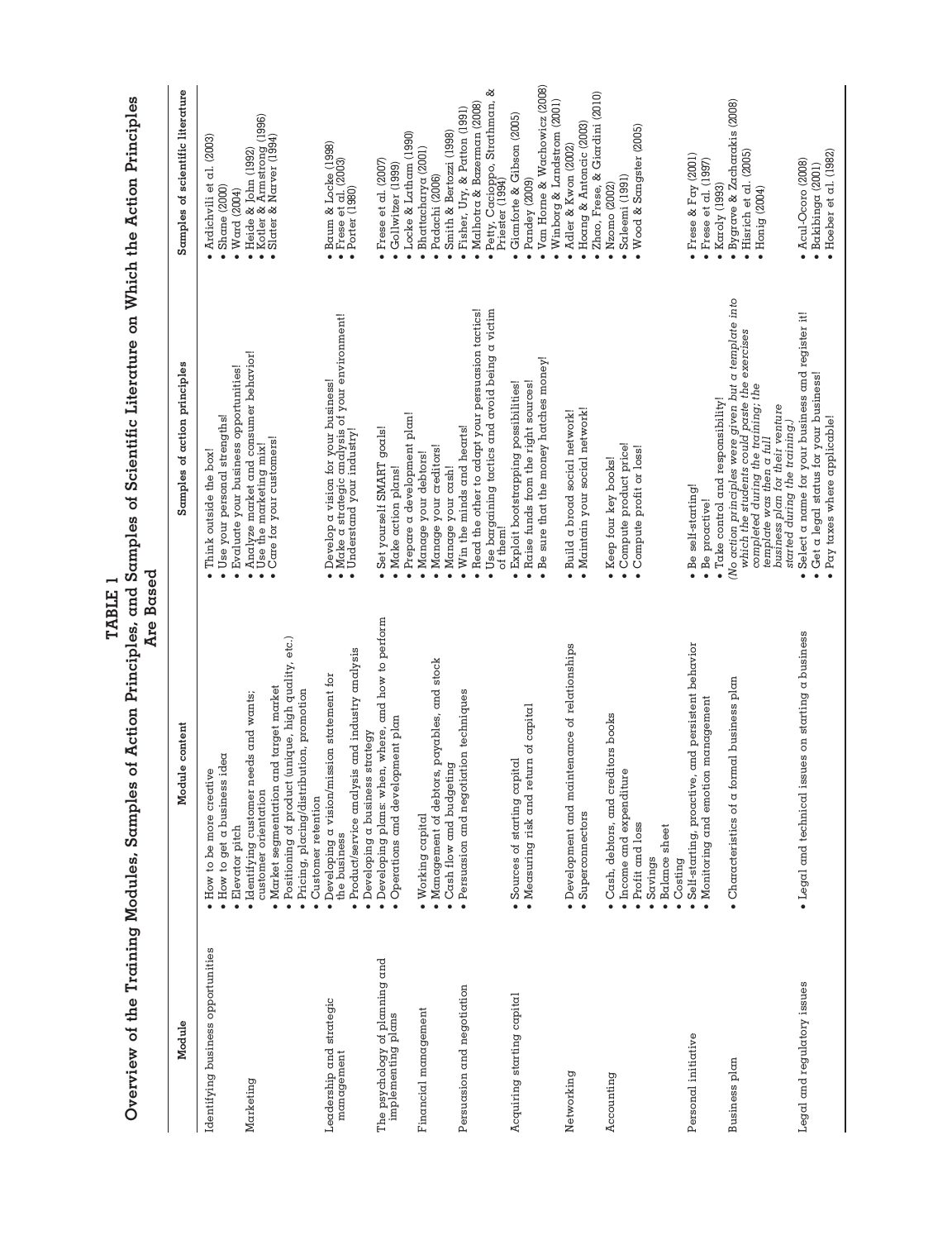**TABLE 1**

**Overview of the Training Modules, Samples of Action Principles, and Samples of Scientific Literature on Which the Action Principles Are Based**

| Module | Module content | Samples of action principles | Samples of scientific literature |
|---|---|---|---|
| Identifying business opportunities | • How to be more creative<br>• How to get a business idea<br>• Elevator pitch | • Think outside the box!<br>• Use your personal strengths!<br>• Evaluate your business opportunities! | • Ardichvili et al. (2003)<br>• Shane (2000)<br>• Ward (2004) |
| Marketing | • Identifying customer needs and wants; customer orientation<br>• Market segmentation and target market<br>• Positioning of product (unique, high quality, etc.)<br>• Pricing, placing/distribution, promotion<br>• Customer retention | • Analyze market and consumer behavior!<br>• Use the marketing mix!<br>• Care for your customers! | • Heide & John (1992)<br>• Kotler & Armstrong (1996)<br>• Slater & Narver (1994) |
| Leadership and strategic management | • Developing a vision/mission statement for the business<br>• Product/service analysis and industry analysis<br>• Developing a business strategy | • Develop a vision for your business!<br>• Make a strategic analysis of your environment!<br>• Understand your industry! | • Baum & Locke (1998)<br>• Frese et al. (2003)<br>• Porter (1980) |
| The psychology of planning and implementing plans | • Developing plans: when, where, and how to perform<br>• Operations and development plan | • Set yourself SMART goals!<br>• Make action plans!<br>• Prepare a development plan! | • Frese et al. (2007)<br>• Gollwitzer (1999)<br>• Locke & Latham (1990) |
| Financial management | • Working capital<br>• Management of debtors, payables, and stock<br>• Cash flow and budgeting | • Manage your debtors!<br>• Manage your creditors!<br>• Manage your cash! | • Bhattacharya (2001)<br>• Padachi (2006)<br>• Smith & Bertozzi (1998) |
| Persuasion and negotiation | • Persuasion and negotiation techniques | • Win the minds and hearts!<br>• Read the other to adapt your persuasion tactics!<br>• Use bargaining tactics and avoid being a victim of them! | • Fisher, Ury, & Patton (1991)<br>• Malhotra & Bazerman (2008)<br>• Petty, Cacioppo, Strathman, & Priester (1994) |
| Acquiring starting capital | • Sources of starting capital<br>• Measuring risk and return of capital | • Exploit bootstrapping possibilities!<br>• Raise funds from the right sources!<br>• Be sure that the money hatches money! | • Gianforte & Gibson (2005)<br>• Pandey (2009)<br>• Van Horne & Wachowicz (2008)<br>• Winborg & Landstrom (2001) |
| Networking | • Development and maintenance of relationships<br>• Superconnectors | • Build a broad social network!<br>• Maintain your social network! | • Adler & Kwon (2002)<br>• Hoang & Antoncic (2003)<br>• Zhao, Frese, & Giardini (2010) |
| Accounting | • Cash, debtors, and creditors books<br>• Income and expenditure<br>• Profit and loss<br>• Savings<br>• Balance sheet<br>• Costing | • Keep four key books!<br>• Compute product price!<br>• Compute profit or loss! | • Nzomo (2002)<br>• Saleemi (1991)<br>• Wood & Sangster (2005) |
| Personal initiative | • Self-starting, proactive, and persistent behavior<br>• Monitoring and emotion management | • Be self-starting!<br>• Be proactive!<br>• Take control and responsibility! | • Frese & Fay (2001)<br>• Frese et al. (1997)<br>• Karoly (1993) |
| Business plan | • Characteristics of a formal business plan | *(No action principles were given but a template into which the students could paste the exercises completed during the training; the template was then a full business plan for their venture started during the training.)* | • Bygrave & Zacharakis (2008)<br>• Hisrich et al. (2005)<br>• Honig (2004) |
| Legal and regulatory issues | • Legal and technical issues on starting a business | • Select a name for your business and register it!<br>• Get a legal status for your business!<br>• Pay taxes where applicable! | • Acul-Ocoro (2008)<br>• Bakibinga (2001)<br>• Hoeber et al. (1982) |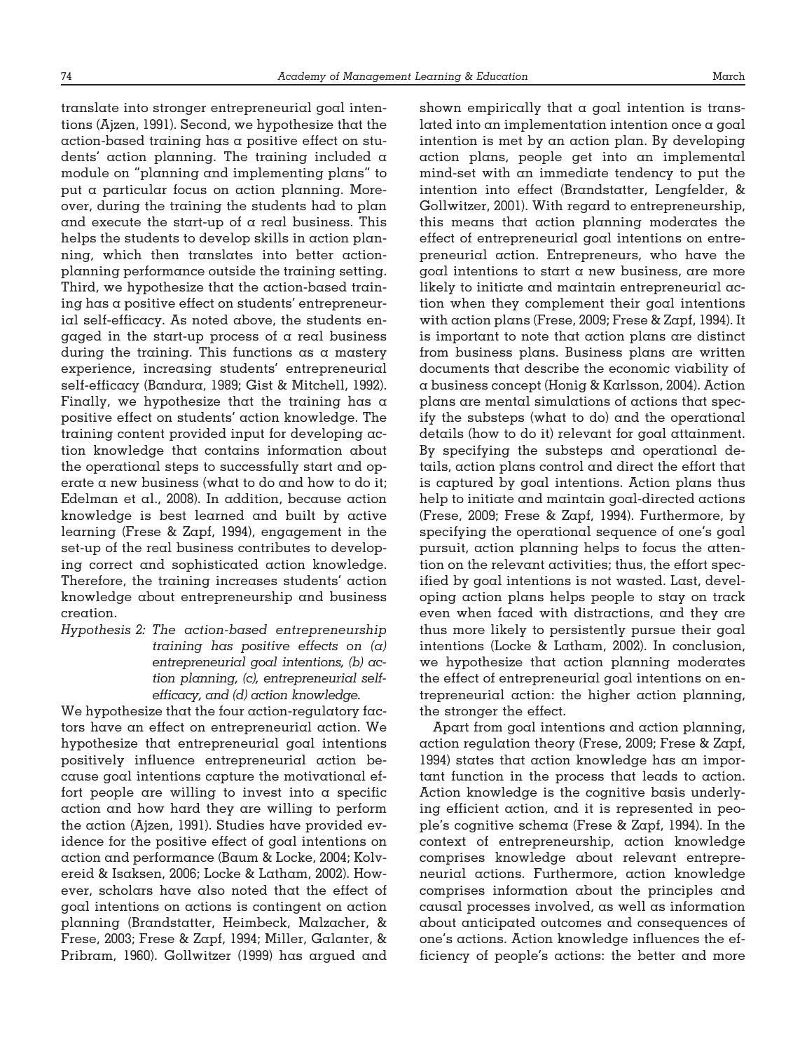translate into stronger entrepreneurial goal intentions (Ajzen, 1991). Second, we hypothesize that the action-based training has a positive effect on students' action planning. The training included a module on "planning and implementing plans" to put a particular focus on action planning. Moreover, during the training the students had to plan and execute the start-up of a real business. This helps the students to develop skills in action planning, which then translates into better action-planning performance outside the training setting. Third, we hypothesize that the action-based training has a positive effect on students' entrepreneurial self-efficacy. As noted above, the students engaged in the start-up process of a real business during the training. This functions as a mastery experience, increasing students' entrepreneurial self-efficacy (Bandura, 1989; Gist & Mitchell, 1992). Finally, we hypothesize that the training has a positive effect on students' action knowledge. The training content provided input for developing action knowledge that contains information about the operational steps to successfully start and operate a new business (what to do and how to do it; Edelman et al., 2008). In addition, because action knowledge is best learned and built by active learning (Frese & Zapf, 1994), engagement in the set-up of the real business contributes to developing correct and sophisticated action knowledge. Therefore, the training increases students' action knowledge about entrepreneurship and business creation.

*Hypothesis 2: The action-based entrepreneurship training has positive effects on (a) entrepreneurial goal intentions, (b) action planning, (c), entrepreneurial self-efficacy, and (d) action knowledge.*

We hypothesize that the four action-regulatory factors have an effect on entrepreneurial action. We hypothesize that entrepreneurial goal intentions positively influence entrepreneurial action because goal intentions capture the motivational effort people are willing to invest into a specific action and how hard they are willing to perform the action (Ajzen, 1991). Studies have provided evidence for the positive effect of goal intentions on action and performance (Baum & Locke, 2004; Kolvereid & Isaksen, 2006; Locke & Latham, 2002). However, scholars have also noted that the effect of goal intentions on actions is contingent on action planning (Brandstatter, Heimbeck, Malzacher, & Frese, 2003; Frese & Zapf, 1994; Miller, Galanter, & Pribram, 1960). Gollwitzer (1999) has argued and shown empirically that a goal intention is translated into an implementation intention once a goal intention is met by an action plan. By developing action plans, people get into an implemental mind-set with an immediate tendency to put the intention into effect (Brandstatter, Lengfelder, & Gollwitzer, 2001). With regard to entrepreneurship, this means that action planning moderates the effect of entrepreneurial goal intentions on entrepreneurial action. Entrepreneurs, who have the goal intentions to start a new business, are more likely to initiate and maintain entrepreneurial action when they complement their goal intentions with action plans (Frese, 2009; Frese & Zapf, 1994). It is important to note that action plans are distinct from business plans. Business plans are written documents that describe the economic viability of a business concept (Honig & Karlsson, 2004). Action plans are mental simulations of actions that specify the substeps (what to do) and the operational details (how to do it) relevant for goal attainment. By specifying the substeps and operational details, action plans control and direct the effort that is captured by goal intentions. Action plans thus help to initiate and maintain goal-directed actions (Frese, 2009; Frese & Zapf, 1994). Furthermore, by specifying the operational sequence of one's goal pursuit, action planning helps to focus the attention on the relevant activities; thus, the effort specified by goal intentions is not wasted. Last, developing action plans helps people to stay on track even when faced with distractions, and they are thus more likely to persistently pursue their goal intentions (Locke & Latham, 2002). In conclusion, we hypothesize that action planning moderates the effect of entrepreneurial goal intentions on entrepreneurial action: the higher action planning, the stronger the effect.

Apart from goal intentions and action planning, action regulation theory (Frese, 2009; Frese & Zapf, 1994) states that action knowledge has an important function in the process that leads to action. Action knowledge is the cognitive basis underlying efficient action, and it is represented in people's cognitive schema (Frese & Zapf, 1994). In the context of entrepreneurship, action knowledge comprises knowledge about relevant entrepreneurial actions. Furthermore, action knowledge comprises information about the principles and causal processes involved, as well as information about anticipated outcomes and consequences of one's actions. Action knowledge influences the efficiency of people's actions: the better and more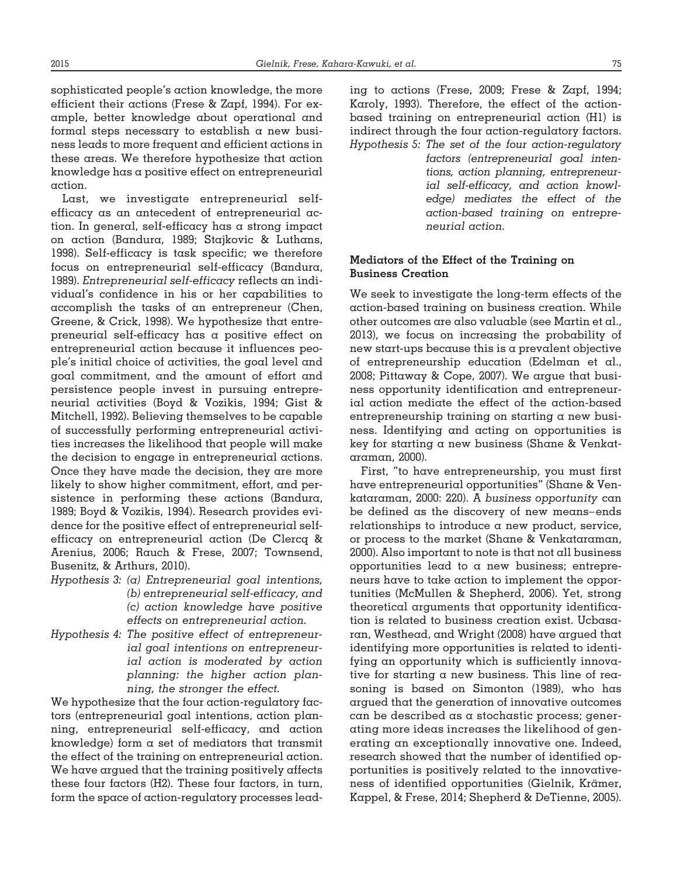sophisticated people's action knowledge, the more efficient their actions (Frese & Zapf, 1994). For example, better knowledge about operational and formal steps necessary to establish a new business leads to more frequent and efficient actions in these areas. We therefore hypothesize that action knowledge has a positive effect on entrepreneurial action.

Last, we investigate entrepreneurial self-efficacy as an antecedent of entrepreneurial action. In general, self-efficacy has a strong impact on action (Bandura, 1989; Stajkovic & Luthans, 1998). Self-efficacy is task specific; we therefore focus on entrepreneurial self-efficacy (Bandura, 1989). *Entrepreneurial self-efficacy* reflects an individual's confidence in his or her capabilities to accomplish the tasks of an entrepreneur (Chen, Greene, & Crick, 1998). We hypothesize that entrepreneurial self-efficacy has a positive effect on entrepreneurial action because it influences people's initial choice of activities, the goal level and goal commitment, and the amount of effort and persistence people invest in pursuing entrepreneurial activities (Boyd & Vozikis, 1994; Gist & Mitchell, 1992). Believing themselves to be capable of successfully performing entrepreneurial activities increases the likelihood that people will make the decision to engage in entrepreneurial actions. Once they have made the decision, they are more likely to show higher commitment, effort, and persistence in performing these actions (Bandura, 1989; Boyd & Vozikis, 1994). Research provides evidence for the positive effect of entrepreneurial self-efficacy on entrepreneurial action (De Clercq & Arenius, 2006; Rauch & Frese, 2007; Townsend, Busenitz, & Arthurs, 2010).

*Hypothesis 3: (a) Entrepreneurial goal intentions, (b) entrepreneurial self-efficacy, and (c) action knowledge have positive effects on entrepreneurial action.*

*Hypothesis 4: The positive effect of entrepreneurial goal intentions on entrepreneurial action is moderated by action planning: the higher action planning, the stronger the effect.*

We hypothesize that the four action-regulatory factors (entrepreneurial goal intentions, action planning, entrepreneurial self-efficacy, and action knowledge) form a set of mediators that transmit the effect of the training on entrepreneurial action. We have argued that the training positively affects these four factors (H2). These four factors, in turn, form the space of action-regulatory processes leading to actions (Frese, 2009; Frese & Zapf, 1994; Karoly, 1993). Therefore, the effect of the action-based training on entrepreneurial action (H1) is indirect through the four action-regulatory factors.

*Hypothesis 5: The set of the four action-regulatory factors (entrepreneurial goal intentions, action planning, entrepreneurial self-efficacy, and action knowledge) mediates the effect of the action-based training on entrepreneurial action.*

### Mediators of the Effect of the Training on Business Creation

We seek to investigate the long-term effects of the action-based training on business creation. While other outcomes are also valuable (see Martin et al., 2013), we focus on increasing the probability of new start-ups because this is a prevalent objective of entrepreneurship education (Edelman et al., 2008; Pittaway & Cope, 2007). We argue that business opportunity identification and entrepreneurial action mediate the effect of the action-based entrepreneurship training on starting a new business. Identifying and acting on opportunities is key for starting a new business (Shane & Venkataraman, 2000).

First, "to have entrepreneurship, you must first have entrepreneurial opportunities" (Shane & Venkataraman, 2000: 220). A *business opportunity* can be defined as the discovery of new means–ends relationships to introduce a new product, service, or process to the market (Shane & Venkataraman, 2000). Also important to note is that not all business opportunities lead to a new business; entrepreneurs have to take action to implement the opportunities (McMullen & Shepherd, 2006). Yet, strong theoretical arguments that opportunity identification is related to business creation exist. Ucbasaran, Westhead, and Wright (2008) have argued that identifying more opportunities is related to identifying an opportunity which is sufficiently innovative for starting a new business. This line of reasoning is based on Simonton (1989), who has argued that the generation of innovative outcomes can be described as a stochastic process; generating more ideas increases the likelihood of generating an exceptionally innovative one. Indeed, research showed that the number of identified opportunities is positively related to the innovativeness of identified opportunities (Gielnik, Krämer, Kappel, & Frese, 2014; Shepherd & DeTienne, 2005).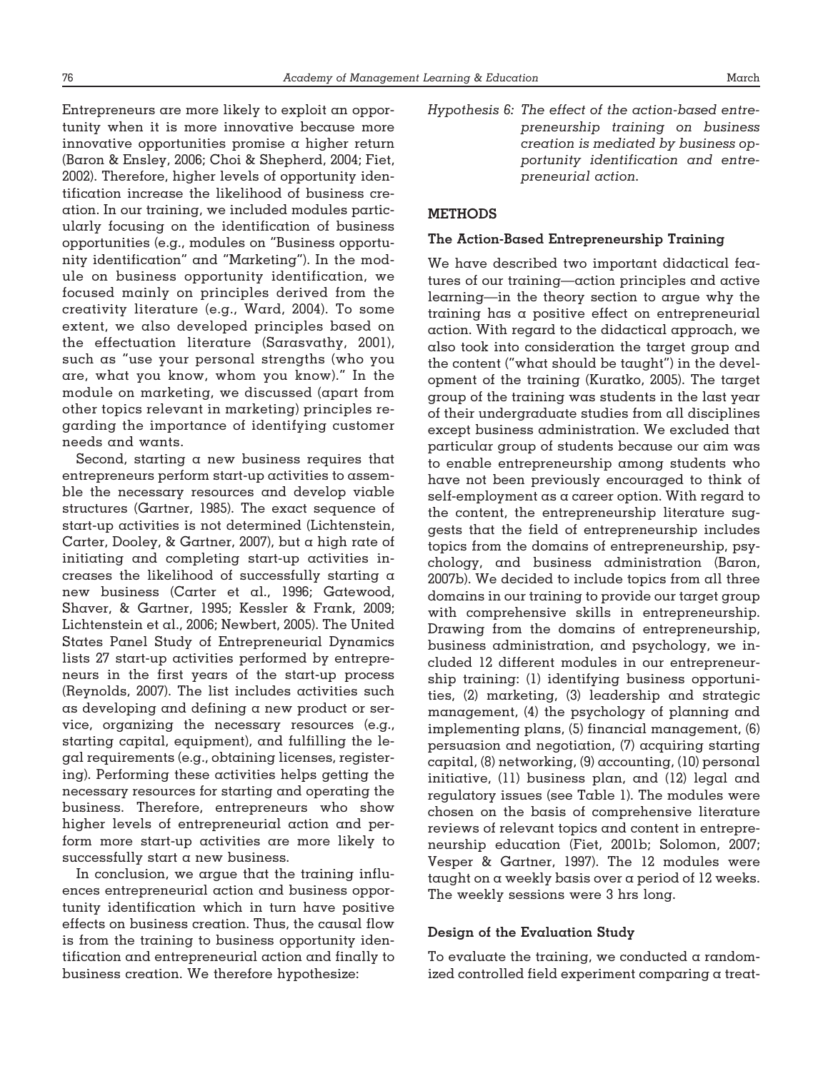Entrepreneurs are more likely to exploit an opportunity when it is more innovative because more innovative opportunities promise a higher return (Baron & Ensley, 2006; Choi & Shepherd, 2004; Fiet, 2002). Therefore, higher levels of opportunity identification increase the likelihood of business creation. In our training, we included modules particularly focusing on the identification of business opportunities (e.g., modules on "Business opportunity identification" and "Marketing"). In the module on business opportunity identification, we focused mainly on principles derived from the creativity literature (e.g., Ward, 2004). To some extent, we also developed principles based on the effectuation literature (Sarasvathy, 2001), such as "use your personal strengths (who you are, what you know, whom you know)." In the module on marketing, we discussed (apart from other topics relevant in marketing) principles regarding the importance of identifying customer needs and wants.

Second, starting a new business requires that entrepreneurs perform start-up activities to assemble the necessary resources and develop viable structures (Gartner, 1985). The exact sequence of start-up activities is not determined (Lichtenstein, Carter, Dooley, & Gartner, 2007), but a high rate of initiating and completing start-up activities increases the likelihood of successfully starting a new business (Carter et al., 1996; Gatewood, Shaver, & Gartner, 1995; Kessler & Frank, 2009; Lichtenstein et al., 2006; Newbert, 2005). The United States Panel Study of Entrepreneurial Dynamics lists 27 start-up activities performed by entrepreneurs in the first years of the start-up process (Reynolds, 2007). The list includes activities such as developing and defining a new product or service, organizing the necessary resources (e.g., starting capital, equipment), and fulfilling the legal requirements (e.g., obtaining licenses, registering). Performing these activities helps getting the necessary resources for starting and operating the business. Therefore, entrepreneurs who show higher levels of entrepreneurial action and perform more start-up activities are more likely to successfully start a new business.

In conclusion, we argue that the training influences entrepreneurial action and business opportunity identification which in turn have positive effects on business creation. Thus, the causal flow is from the training to business opportunity identification and entrepreneurial action and finally to business creation. We therefore hypothesize:

*Hypothesis 6: The effect of the action-based entrepreneurship training on business creation is mediated by business opportunity identification and entrepreneurial action.*

## METHODS

### The Action-Based Entrepreneurship Training

We have described two important didactical features of our training—action principles and active learning—in the theory section to argue why the training has a positive effect on entrepreneurial action. With regard to the didactical approach, we also took into consideration the target group and the content ("what should be taught") in the development of the training (Kuratko, 2005). The target group of the training was students in the last year of their undergraduate studies from all disciplines except business administration. We excluded that particular group of students because our aim was to enable entrepreneurship among students who have not been previously encouraged to think of self-employment as a career option. With regard to the content, the entrepreneurship literature suggests that the field of entrepreneurship includes topics from the domains of entrepreneurship, psychology, and business administration (Baron, 2007b). We decided to include topics from all three domains in our training to provide our target group with comprehensive skills in entrepreneurship. Drawing from the domains of entrepreneurship, business administration, and psychology, we included 12 different modules in our entrepreneurship training: (1) identifying business opportunities, (2) marketing, (3) leadership and strategic management, (4) the psychology of planning and implementing plans, (5) financial management, (6) persuasion and negotiation, (7) acquiring starting capital, (8) networking, (9) accounting, (10) personal initiative, (11) business plan, and (12) legal and regulatory issues (see Table 1). The modules were chosen on the basis of comprehensive literature reviews of relevant topics and content in entrepreneurship education (Fiet, 2001b; Solomon, 2007; Vesper & Gartner, 1997). The 12 modules were taught on a weekly basis over a period of 12 weeks. The weekly sessions were 3 hrs long.

### Design of the Evaluation Study

To evaluate the training, we conducted a randomized controlled field experiment comparing a treat-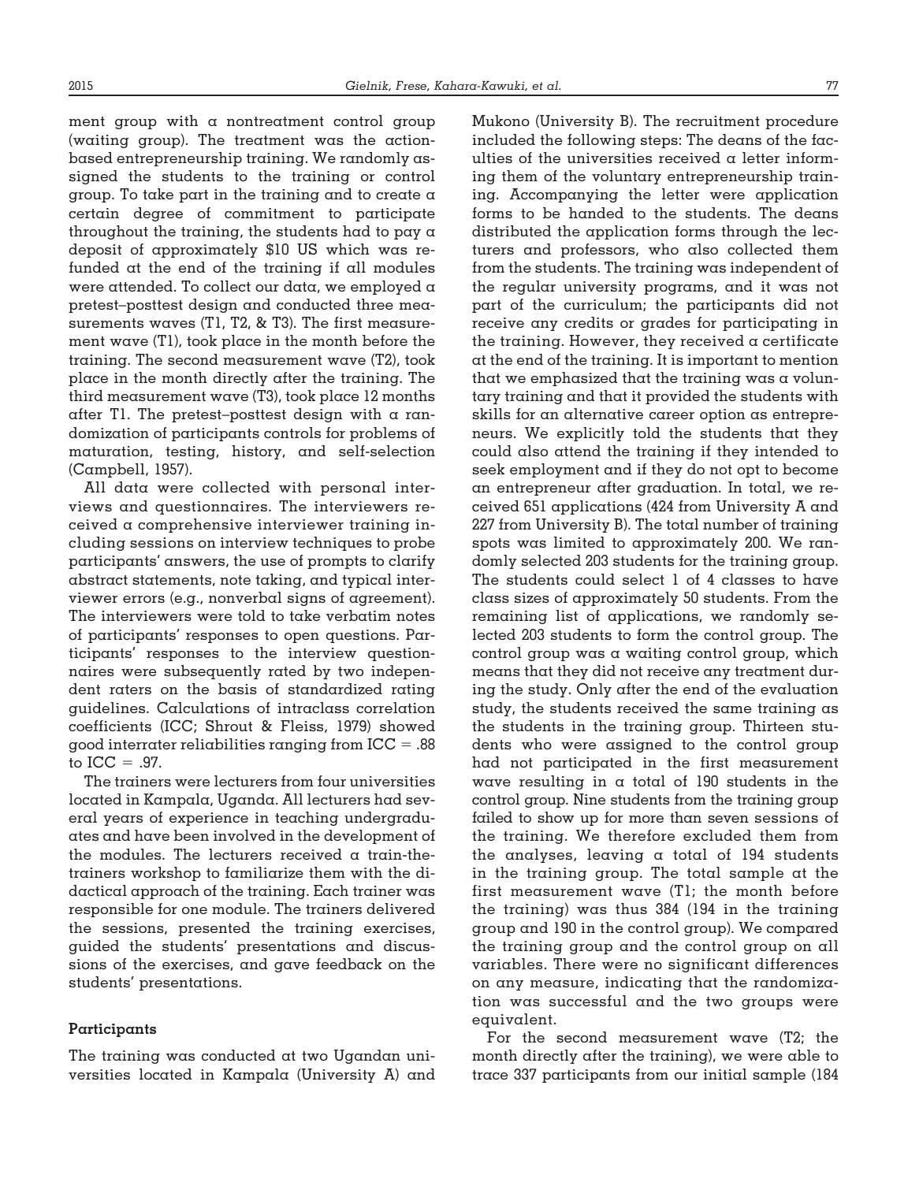ment group with a nontreatment control group (waiting group). The treatment was the action-based entrepreneurship training. We randomly assigned the students to the training or control group. To take part in the training and to create a certain degree of commitment to participate throughout the training, the students had to pay a deposit of approximately $10 US which was refunded at the end of the training if all modules were attended. To collect our data, we employed a pretest–posttest design and conducted three measurements waves (T1, T2, & T3). The first measurement wave (T1), took place in the month before the training. The second measurement wave (T2), took place in the month directly after the training. The third measurement wave (T3), took place 12 months after T1. The pretest–posttest design with a randomization of participants controls for problems of maturation, testing, history, and self-selection (Campbell, 1957).

All data were collected with personal interviews and questionnaires. The interviewers received a comprehensive interviewer training including sessions on interview techniques to probe participants' answers, the use of prompts to clarify abstract statements, note taking, and typical interviewer errors (e.g., nonverbal signs of agreement). The interviewers were told to take verbatim notes of participants' responses to open questions. Participants' responses to the interview questionnaires were subsequently rated by two independent raters on the basis of standardized rating guidelines. Calculations of intraclass correlation coefficients (ICC; Shrout & Fleiss, 1979) showed good interrater reliabilities ranging from ICC = .88 to ICC = .97.

The trainers were lecturers from four universities located in Kampala, Uganda. All lecturers had several years of experience in teaching undergraduates and have been involved in the development of the modules. The lecturers received a train-the-trainers workshop to familiarize them with the didactical approach of the training. Each trainer was responsible for one module. The trainers delivered the sessions, presented the training exercises, guided the students' presentations and discussions of the exercises, and gave feedback on the students' presentations.

#### Participants

The training was conducted at two Ugandan universities located in Kampala (University A) and Mukono (University B). The recruitment procedure included the following steps: The deans of the faculties of the universities received a letter informing them of the voluntary entrepreneurship training. Accompanying the letter were application forms to be handed to the students. The deans distributed the application forms through the lecturers and professors, who also collected them from the students. The training was independent of the regular university programs, and it was not part of the curriculum; the participants did not receive any credits or grades for participating in the training. However, they received a certificate at the end of the training. It is important to mention that we emphasized that the training was a voluntary training and that it provided the students with skills for an alternative career option as entrepreneurs. We explicitly told the students that they could also attend the training if they intended to seek employment and if they do not opt to become an entrepreneur after graduation. In total, we received 651 applications (424 from University A and 227 from University B). The total number of training spots was limited to approximately 200. We randomly selected 203 students for the training group. The students could select 1 of 4 classes to have class sizes of approximately 50 students. From the remaining list of applications, we randomly selected 203 students to form the control group. The control group was a waiting control group, which means that they did not receive any treatment during the study. Only after the end of the evaluation study, the students received the same training as the students in the training group. Thirteen students who were assigned to the control group had not participated in the first measurement wave resulting in a total of 190 students in the control group. Nine students from the training group failed to show up for more than seven sessions of the training. We therefore excluded them from the analyses, leaving a total of 194 students in the training group. The total sample at the first measurement wave (T1; the month before the training) was thus 384 (194 in the training group and 190 in the control group). We compared the training group and the control group on all variables. There were no significant differences on any measure, indicating that the randomization was successful and the two groups were equivalent.

For the second measurement wave (T2; the month directly after the training), we were able to trace 337 participants from our initial sample (184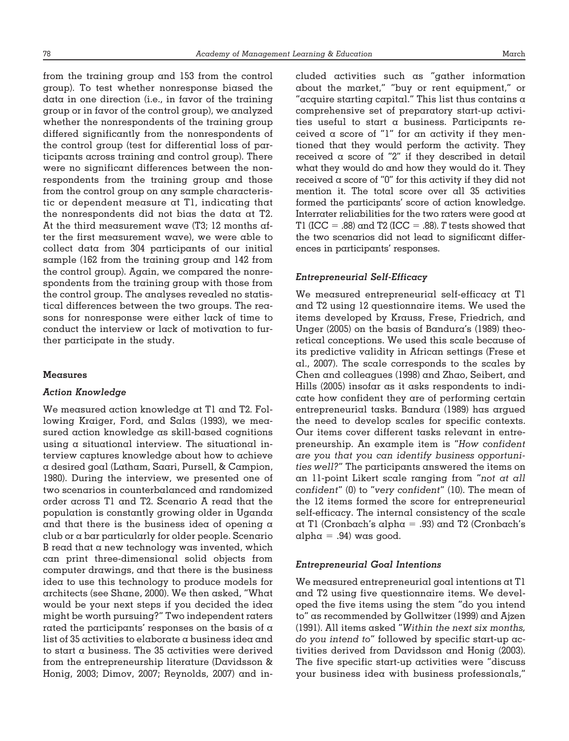from the training group and 153 from the control group). To test whether nonresponse biased the data in one direction (i.e., in favor of the training group or in favor of the control group), we analyzed whether the nonrespondents of the training group differed significantly from the nonrespondents of the control group (test for differential loss of participants across training and control group). There were no significant differences between the nonrespondents from the training group and those from the control group on any sample characteristic or dependent measure at T1, indicating that the nonrespondents did not bias the data at T2. At the third measurement wave (T3; 12 months after the first measurement wave), we were able to collect data from 304 participants of our initial sample (162 from the training group and 142 from the control group). Again, we compared the nonrespondents from the training group with those from the control group. The analyses revealed no statistical differences between the two groups. The reasons for nonresponse were either lack of time to conduct the interview or lack of motivation to further participate in the study.

### Measures

#### *Action Knowledge*

We measured action knowledge at T1 and T2. Following Kraiger, Ford, and Salas (1993), we measured action knowledge as skill-based cognitions using a situational interview. The situational interview captures knowledge about how to achieve a desired goal (Latham, Saari, Pursell, & Campion, 1980). During the interview, we presented one of two scenarios in counterbalanced and randomized order across T1 and T2. Scenario A read that the population is constantly growing older in Uganda and that there is the business idea of opening a club or a bar particularly for older people. Scenario B read that a new technology was invented, which can print three-dimensional solid objects from computer drawings, and that there is the business idea to use this technology to produce models for architects (see Shane, 2000). We then asked, "What would be your next steps if you decided the idea might be worth pursuing?" Two independent raters rated the participants' responses on the basis of a list of 35 activities to elaborate a business idea and to start a business. The 35 activities were derived from the entrepreneurship literature (Davidsson & Honig, 2003; Dimov, 2007; Reynolds, 2007) and included activities such as "gather information about the market," "buy or rent equipment," or "acquire starting capital." This list thus contains a comprehensive set of preparatory start-up activities useful to start a business. Participants received a score of "1" for an activity if they mentioned that they would perform the activity. They received a score of "2" if they described in detail what they would do and how they would do it. They received a score of "0" for this activity if they did not mention it. The total score over all 35 activities formed the participants' score of action knowledge. Interrater reliabilities for the two raters were good at T1 (ICC = .88) and T2 (ICC = .88). *T* tests showed that the two scenarios did not lead to significant differences in participants' responses.

#### *Entrepreneurial Self-Efficacy*

We measured entrepreneurial self-efficacy at T1 and T2 using 12 questionnaire items. We used the items developed by Krauss, Frese, Friedrich, and Unger (2005) on the basis of Bandura's (1989) theoretical conceptions. We used this scale because of its predictive validity in African settings (Frese et al., 2007). The scale corresponds to the scales by Chen and colleagues (1998) and Zhao, Seibert, and Hills (2005) insofar as it asks respondents to indicate how confident they are of performing certain entrepreneurial tasks. Bandura (1989) has argued the need to develop scales for specific contexts. Our items cover different tasks relevant in entrepreneurship. An example item is "*How confident are you that you can identify business opportunities well?*" The participants answered the items on an 11-point Likert scale ranging from "*not at all confident*" (0) to "*very confident*" (10). The mean of the 12 items formed the score for entrepreneurial self-efficacy. The internal consistency of the scale at T1 (Cronbach's alpha = .93) and T2 (Cronbach's alpha = .94) was good.

#### *Entrepreneurial Goal Intentions*

We measured entrepreneurial goal intentions at T1 and T2 using five questionnaire items. We developed the five items using the stem "do you intend to" as recommended by Gollwitzer (1999) and Ajzen (1991). All items asked "*Within the next six months, do you intend to*" followed by specific start-up activities derived from Davidsson and Honig (2003). The five specific start-up activities were "discuss your business idea with business professionals,"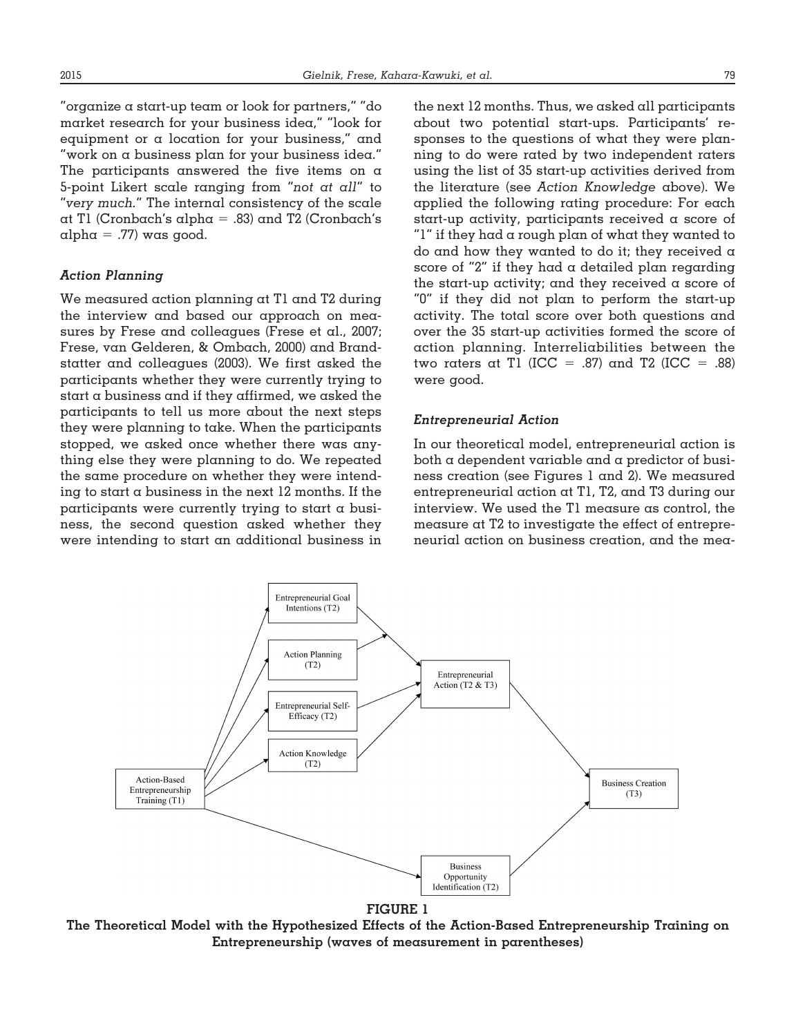"organize a start-up team or look for partners," "do market research for your business idea," "look for equipment or a location for your business," and "work on a business plan for your business idea." The participants answered the five items on a 5-point Likert scale ranging from "*not at all*" to "*very much*." The internal consistency of the scale at T1 (Cronbach's alpha = .83) and T2 (Cronbach's alpha = .77) was good.

### *Action Planning*

We measured action planning at T1 and T2 during the interview and based our approach on measures by Frese and colleagues (Frese et al., 2007; Frese, van Gelderen, & Ombach, 2000) and Brandstatter and colleagues (2003). We first asked the participants whether they were currently trying to start a business and if they affirmed, we asked the participants to tell us more about the next steps they were planning to take. When the participants stopped, we asked once whether there was anything else they were planning to do. We repeated the same procedure on whether they were intending to start a business in the next 12 months. If the participants were currently trying to start a business, the second question asked whether they were intending to start an additional business in the next 12 months. Thus, we asked all participants about two potential start-ups. Participants' responses to the questions of what they were planning to do were rated by two independent raters using the list of 35 start-up activities derived from the literature (see *Action Knowledge* above). We applied the following rating procedure: For each start-up activity, participants received a score of "1" if they had a rough plan of what they wanted to do and how they wanted to do it; they received a score of "2" if they had a detailed plan regarding the start-up activity; and they received a score of "0" if they did not plan to perform the start-up activity. The total score over both questions and over the 35 start-up activities formed the score of action planning. Interreliabilities between the two raters at T1 (ICC = .87) and T2 (ICC = .88) were good.

### *Entrepreneurial Action*

In our theoretical model, entrepreneurial action is both a dependent variable and a predictor of business creation (see Figures 1 and 2). We measured entrepreneurial action at T1, T2, and T3 during our interview. We used the T1 measure as control, the measure at T2 to investigate the effect of entrepreneurial action on business creation, and the mea-

**FIGURE 1**
**The Theoretical Model with the Hypothesized Effects of the Action-Based Entrepreneurship Training on Entrepreneurship (waves of measurement in parentheses)**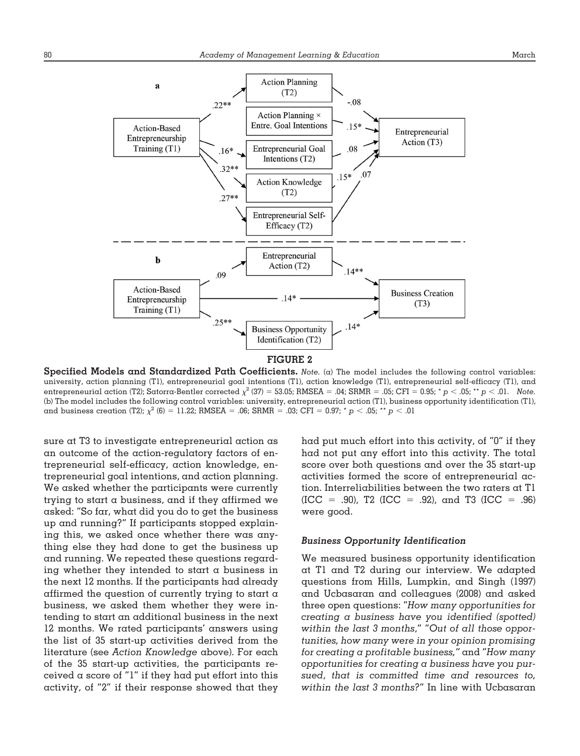**a**

Action-Based Entrepreneurship Training (T1) → Action Planning (T2): .22**
Action-Based Entrepreneurship Training (T1) → Entrepreneurial Goal Intentions (T2): .16*
Action-Based Entrepreneurship Training (T1) → Action Knowledge (T2): .32**
Action-Based Entrepreneurship Training (T1) → Entrepreneurial Self-Efficacy (T2): .27**
Action Planning (T2) → Entrepreneurial Action (T3): -.08
Action Planning × Entre. Goal Intentions → Entrepreneurial Action (T3): .15*
Entrepreneurial Goal Intentions (T2) → Entrepreneurial Action (T3): .08
Action Knowledge (T2) → Entrepreneurial Action (T3): .15*
Entrepreneurial Self-Efficacy (T2) → Entrepreneurial Action (T3): .07

**b**

Action-Based Entrepreneurship Training (T1) → Entrepreneurial Action (T2): .09
Action-Based Entrepreneurship Training (T1) → Business Creation (T3): .14*
Action-Based Entrepreneurship Training (T1) → Business Opportunity Identification (T2): .25**
Entrepreneurial Action (T2) → Business Creation (T3): .14**
Business Opportunity Identification (T2) → Business Creation (T3): .14*

**FIGURE 2**

**Specified Models and Standardized Path Coefficients.** *Note.* (a) The model includes the following control variables: university, action planning (T1), entrepreneurial goal intentions (T1), action knowledge (T1), entrepreneurial self-efficacy (T1), and entrepreneurial action (T2); Satorra-Bentler corrected $\chi^2$ (37) = 53.05; RMSEA = .04; SRMR = .05; CFI = 0.95; * $p < .05$; ** $p < .01$. *Note.* (b) The model includes the following control variables: university, entrepreneurial action (T1), business opportunity identification (T1), and business creation (T2); $\chi^2$ (6) = 11.22; RMSEA = .06; SRMR = .03; CFI = 0.97; * $p < .05$; ** $p < .01$

sure at T3 to investigate entrepreneurial action as an outcome of the action-regulatory factors of entrepreneurial self-efficacy, action knowledge, entrepreneurial goal intentions, and action planning. We asked whether the participants were currently trying to start a business, and if they affirmed we asked: "So far, what did you do to get the business up and running?" If participants stopped explaining this, we asked once whether there was anything else they had done to get the business up and running. We repeated these questions regarding whether they intended to start a business in the next 12 months. If the participants had already affirmed the question of currently trying to start a business, we asked them whether they were intending to start an additional business in the next 12 months. We rated participants' answers using the list of 35 start-up activities derived from the literature (see *Action Knowledge* above). For each of the 35 start-up activities, the participants received a score of "1" if they had put effort into this activity, of "2" if their response showed that they had put much effort into this activity, of "0" if they had not put any effort into this activity. The total score over both questions and over the 35 start-up activities formed the score of entrepreneurial action. Interreliabilities between the two raters at T1 (ICC = .90), T2 (ICC = .92), and T3 (ICC = .96) were good.

### *Business Opportunity Identification*

We measured business opportunity identification at T1 and T2 during our interview. We adapted questions from Hills, Lumpkin, and Singh (1997) and Ucbasaran and colleagues (2008) and asked three open questions: "*How many opportunities for creating a business have you identified (spotted) within the last 3 months*," "*Out of all those opportunities, how many were in your opinion promising for creating a profitable business,*" and "*How many opportunities for creating a business have you pursued, that is committed time and resources to, within the last 3 months?*" In line with Ucbasaran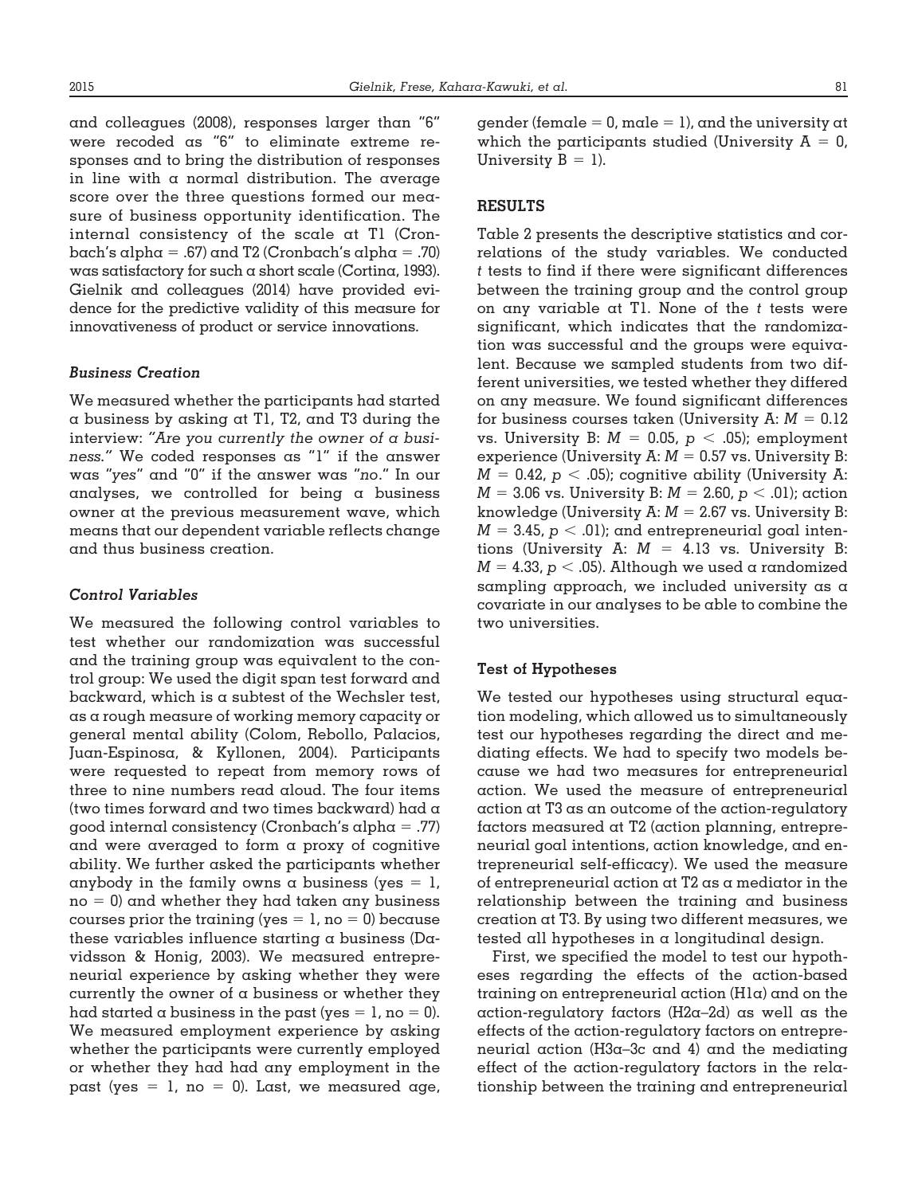and colleagues (2008), responses larger than "6" were recoded as "6" to eliminate extreme responses and to bring the distribution of responses in line with a normal distribution. The average score over the three questions formed our measure of business opportunity identification. The internal consistency of the scale at T1 (Cronbach's alpha = .67) and T2 (Cronbach's alpha = .70) was satisfactory for such a short scale (Cortina, 1993). Gielnik and colleagues (2014) have provided evidence for the predictive validity of this measure for innovativeness of product or service innovations.

### *Business Creation*

We measured whether the participants had started a business by asking at T1, T2, and T3 during the interview: *"Are you currently the owner of a business."* We coded responses as "1" if the answer was "*yes*" and "0" if the answer was "*no*." In our analyses, we controlled for being a business owner at the previous measurement wave, which means that our dependent variable reflects change and thus business creation.

### *Control Variables*

We measured the following control variables to test whether our randomization was successful and the training group was equivalent to the control group: We used the digit span test forward and backward, which is a subtest of the Wechsler test, as a rough measure of working memory capacity or general mental ability (Colom, Rebollo, Palacios, Juan-Espinosa, & Kyllonen, 2004). Participants were requested to repeat from memory rows of three to nine numbers read aloud. The four items (two times forward and two times backward) had a good internal consistency (Cronbach's alpha = .77) and were averaged to form a proxy of cognitive ability. We further asked the participants whether anybody in the family owns a business (yes = 1, no = 0) and whether they had taken any business courses prior the training (yes = 1, no = 0) because these variables influence starting a business (Davidsson & Honig, 2003). We measured entrepreneurial experience by asking whether they were currently the owner of a business or whether they had started a business in the past (yes = 1, no = 0). We measured employment experience by asking whether the participants were currently employed or whether they had had any employment in the past (yes = 1, no = 0). Last, we measured age, gender (female = 0, male = 1), and the university at which the participants studied (University A = 0, University B = 1).

## RESULTS

Table 2 presents the descriptive statistics and correlations of the study variables. We conducted *t* tests to find if there were significant differences between the training group and the control group on any variable at T1. None of the *t* tests were significant, which indicates that the randomization was successful and the groups were equivalent. Because we sampled students from two different universities, we tested whether they differed on any measure. We found significant differences for business courses taken (University A: $M = 0.12$ vs. University B: $M = 0.05$, $p < .05$); employment experience (University A: $M = 0.57$ vs. University B: $M = 0.42$, $p < .05$); cognitive ability (University A: $M = 3.06$ vs. University B: $M = 2.60$, $p < .01$); action knowledge (University A: $M = 2.67$ vs. University B: $M = 3.45$, $p < .01$); and entrepreneurial goal intentions (University A: $M = 4.13$ vs. University B: $M = 4.33$, $p < .05$). Although we used a randomized sampling approach, we included university as a covariate in our analyses to be able to combine the two universities.

### Test of Hypotheses

We tested our hypotheses using structural equation modeling, which allowed us to simultaneously test our hypotheses regarding the direct and mediating effects. We had to specify two models because we had two measures for entrepreneurial action. We used the measure of entrepreneurial action at T3 as an outcome of the action-regulatory factors measured at T2 (action planning, entrepreneurial goal intentions, action knowledge, and entrepreneurial self-efficacy). We used the measure of entrepreneurial action at T2 as a mediator in the relationship between the training and business creation at T3. By using two different measures, we tested all hypotheses in a longitudinal design.

First, we specified the model to test our hypotheses regarding the effects of the action-based training on entrepreneurial action (H1a) and on the action-regulatory factors (H2a–2d) as well as the effects of the action-regulatory factors on entrepreneurial action (H3a–3c and 4) and the mediating effect of the action-regulatory factors in the relationship between the training and entrepreneurial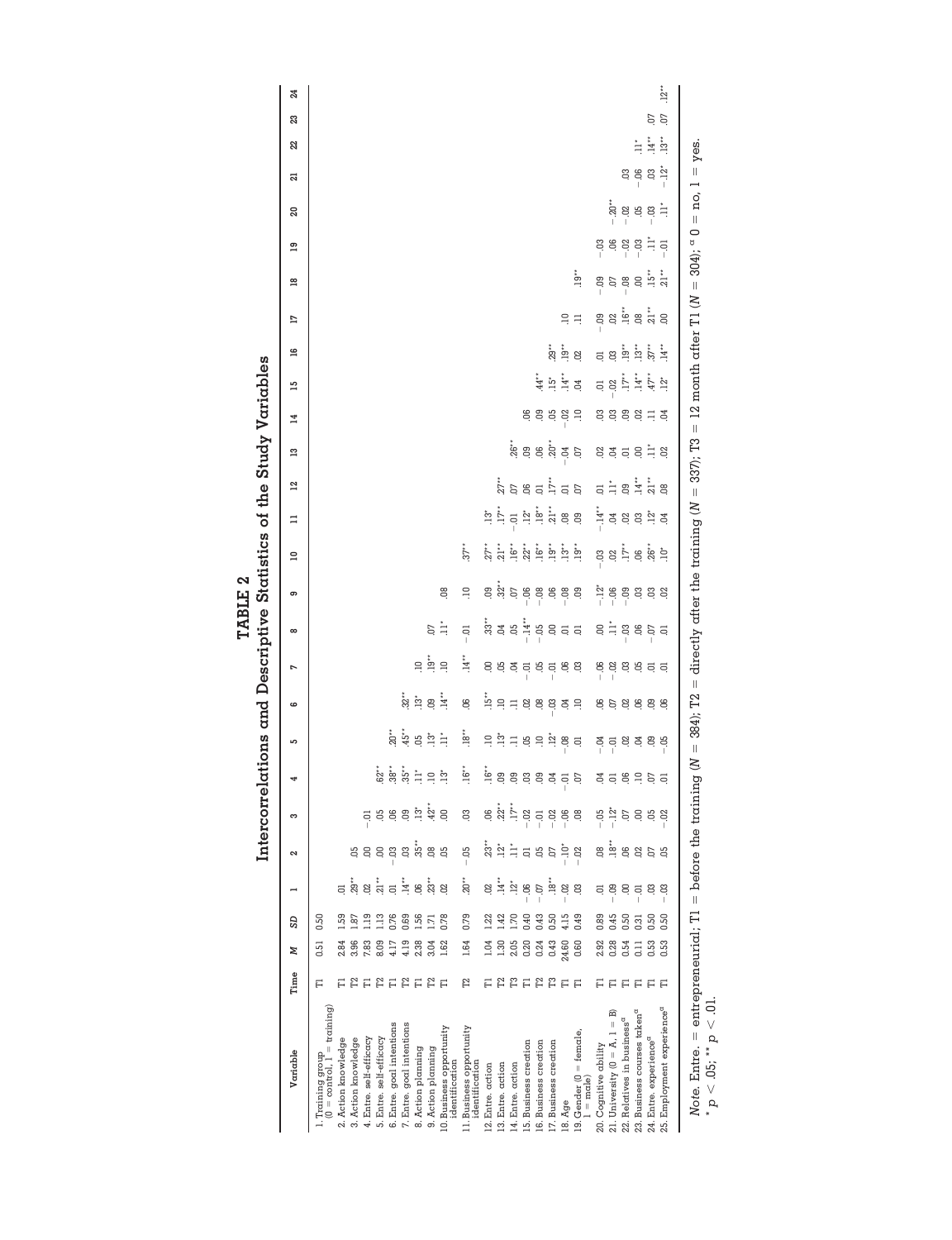**TABLE 2**

**Intercorrelations and Descriptive Statistics of the Study Variables**

| Variable | Time | M | SD | 1 | 2 | 3 | 4 | 5 | 6 | 7 | 8 | 9 | 10 | 11 | 12 | 13 | 14 | 15 | 16 | 17 | 18 | 19 | 20 | 21 | 22 | 23 | 24 |
|---|---|---|---|---|---|---|---|---|---|---|---|---|---|---|---|---|---|---|---|---|---|---|---|---|---|---|---|
| 1. Training group (0 = control, 1 = training) | T1 | 0.51 | 0.50 | | | | | | | | | | | | | | | | | | | | | | | | |
| 2. Action knowledge | T1 | 2.84 | 1.59 | .01 | | | | | | | | | | | | | | | | | | | | | | | |
| 3. Action knowledge | T2 | 3.96 | 1.87 | .29** | .05 | | | | | | | | | | | | | | | | | | | | | | |
| 4. Entre. self-efficacy | T1 | 7.83 | 1.19 | .02 | .00 | −.01 | | | | | | | | | | | | | | | | | | | | | |
| 5. Entre. self-efficacy | T2 | 8.09 | 1.13 | .21** | .00 | .05 | .62** | | | | | | | | | | | | | | | | | | | | |
| 6. Entre. goal intentions | T1 | 4.17 | 0.76 | .01 | −.03 | .06 | .38** | .20** | | | | | | | | | | | | | | | | | | | |
| 7. Entre. goal intentions | T2 | 4.19 | 0.69 | .14** | .03 | .09 | .35** | .45** | .32** | | | | | | | | | | | | | | | | | | |
| 8. Action planning | T1 | 2.38 | 1.56 | .06 | .35** | .13* | .11* | .05 | .13* | .10 | | | | | | | | | | | | | | | | | |
| 9. Action planning | T2 | 3.04 | 1.71 | .23** | .08 | .42** | .10 | .13* | .09 | .19** | .07 | | | | | | | | | | | | | | | | |
| 10. Business opportunity identification | T1 | 1.62 | 0.78 | .02 | .05 | .00 | .13* | .11* | .14** | .10 | .11* | .08 | | | | | | | | | | | | | | | |
| 11. Business opportunity identification | T2 | 1.64 | 0.79 | .20** | −.05 | .03 | .16** | .18** | .06 | .14** | −.01 | .10 | .37** | | | | | | | | | | | | | | |
| 12. Entre. action | T1 | 1.04 | 1.22 | .02 | .23** | .06 | .16** | .10 | .15** | .00 | .33** | .09 | .27** | .13* | | | | | | | | | | | | | |
| 13. Entre. action | T2 | 1.30 | 1.42 | .14** | .12* | .22** | .09 | .13* | .10 | .05 | .04 | .32** | .21** | .17** | .27** | | | | | | | | | | | | |
| 14. Entre. action | T3 | 2.05 | 1.70 | .12* | .11* | .17** | .09 | .11 | .11 | .04 | .05 | .07 | .16** | −.01 | .07 | .26** | | | | | | | | | | | |
| 15. Business creation | T1 | 0.20 | 0.40 | −.06 | .01 | −.02 | .03 | .05 | .02 | −.01 | −.14** | −.06 | .22** | .12* | .06 | .09 | .06 | | | | | | | | | | |
| 16. Business creation | T2 | 0.24 | 0.43 | −.07 | .05 | −.01 | .09 | .10 | .08 | .05 | −.05 | −.08 | .16** | .18** | .01 | .06 | .09 | .44** | | | | | | | | | |
| 17. Business creation | T3 | 0.43 | 0.50 | .18** | .07 | −.02 | .04 | .12* | −.03 | −.01 | .00 | .06 | .19** | .21** | .17** | .20** | .05 | .15* | .29** | | | | | | | | |
| 18. Age | T1 | 24.60 | 4.15 | −.02 | −.10* | −.06 | −.01 | −.08 | .04 | .06 | .01 | −.08 | .13* | .08 | .01 | −.04 | −.02 | .14** | .19** | .10 | | | | | | | |
| 19. Gender (0 = female, 1 = male) | T1 | 0.60 | 0.49 | .03 | −.02 | .08 | .07 | .01 | .10 | .03 | .01 | .09 | .19** | .09 | .07 | .07 | .10 | .04 | .02 | .11 | .19** | | | | | | |
| 20. Cognitive ability | T1 | 2.92 | 0.89 | .01 | .08 | −.05 | .04 | −.04 | .06 | −.06 | .00 | −.12* | −.03 | −.14** | .01 | .02 | .03 | .01 | .01 | −.09 | −.09 | −.03 | | | | | |
| 21. University (0 = A, 1 = B) | T1 | 0.28 | 0.45 | −.09 | .18** | −.12* | .01 | −.01 | .07 | −.02 | .11* | −.06 | .02 | .04 | .11* | .04 | .03 | −.02 | .03 | .02 | .07 | .06 | −.20** | | | | |
| 22. Relatives in business$^a$ | T1 | 0.54 | 0.50 | .00 | .06 | .07 | .06 | .02 | .02 | .03 | −.03 | −.09 | .17** | .02 | .09 | .01 | .09 | .17** | .19** | .16** | −.08 | −.02 | −.02 | .03 | | | |
| 23. Business courses taken$^a$ | T1 | 0.11 | 0.31 | −.01 | .02 | .00 | .10 | .04 | .06 | .05 | .06 | .03 | .06 | .03 | .14** | .00 | .02 | .14** | .13** | .08 | .00 | −.03 | .05 | −.06 | .11* | | |
| 24. Entre. experience$^a$ | T1 | 0.53 | 0.50 | .03 | .07 | .05 | .07 | .09 | .09 | .01 | −.07 | .03 | .26** | .12* | .21** | .11* | .11 | .47** | .37** | .21** | .15** | .11* | −.03 | .03 | .14** | .07 | |
| 25. Employment experience$^a$ | T1 | 0.53 | 0.50 | −.03 | .05 | −.02 | .01 | −.05 | .06 | .01 | .01 | .02 | .10* | .04 | .08 | .02 | .04 | .12* | .14** | .00 | .21** | −.01 | .11* | −.12* | .13** | .07 | .12** |

*Note.* Entre. = entrepreneurial; T1 = before the training ($N$ = 384); T2 = directly after the training ($N$ = 337); T3 = 12 month after T1 ($N$ = 304); $^a$ 0 = no, 1 = yes.

* $p < .05$; ** $p < .01$.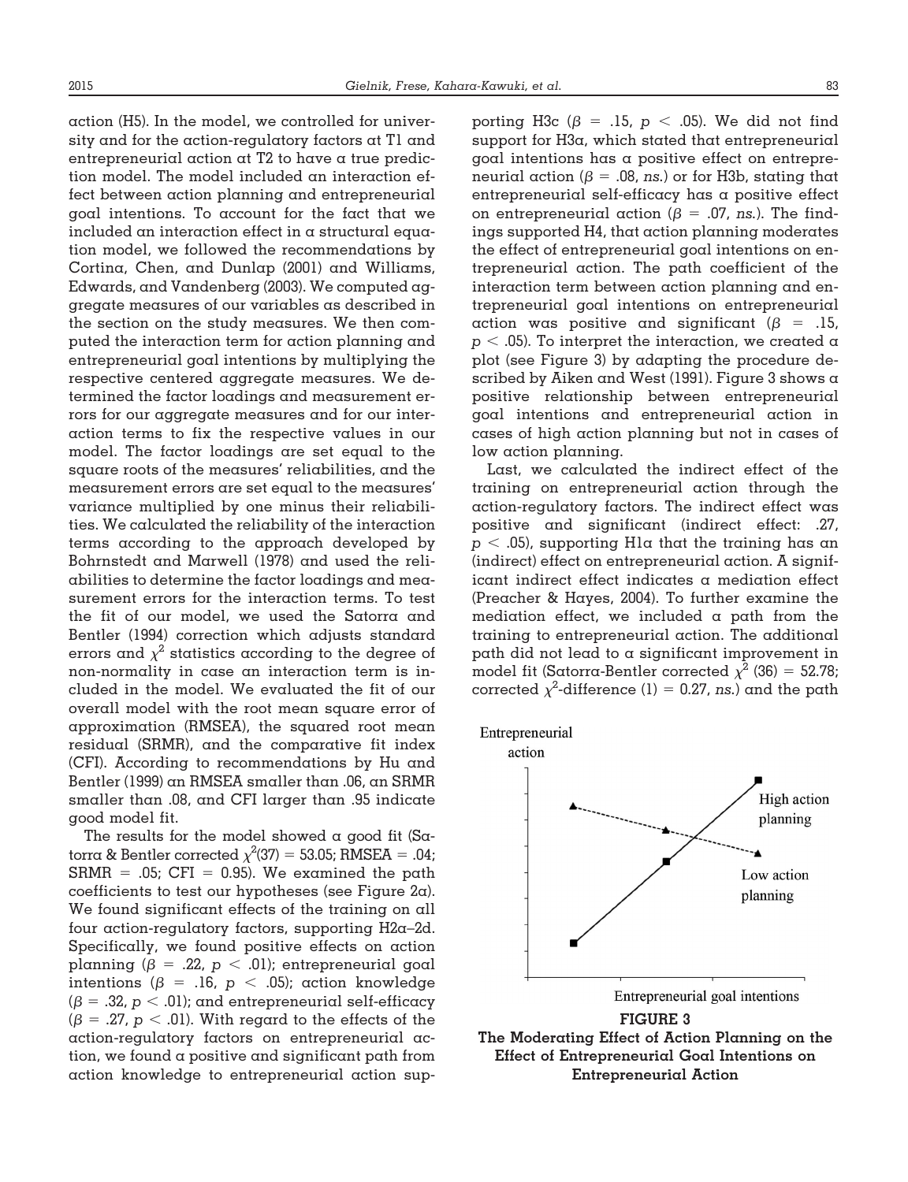action (H5). In the model, we controlled for university and for the action-regulatory factors at T1 and entrepreneurial action at T2 to have a true prediction model. The model included an interaction effect between action planning and entrepreneurial goal intentions. To account for the fact that we included an interaction effect in a structural equation model, we followed the recommendations by Cortina, Chen, and Dunlap (2001) and Williams, Edwards, and Vandenberg (2003). We computed aggregate measures of our variables as described in the section on the study measures. We then computed the interaction term for action planning and entrepreneurial goal intentions by multiplying the respective centered aggregate measures. We determined the factor loadings and measurement errors for our aggregate measures and for our interaction terms to fix the respective values in our model. The factor loadings are set equal to the square roots of the measures' reliabilities, and the measurement errors are set equal to the measures' variance multiplied by one minus their reliabilities. We calculated the reliability of the interaction terms according to the approach developed by Bohrnstedt and Marwell (1978) and used the reliabilities to determine the factor loadings and measurement errors for the interaction terms. To test the fit of our model, we used the Satorra and Bentler (1994) correction which adjusts standard errors and $\chi^2$ statistics according to the degree of non-normality in case an interaction term is included in the model. We evaluated the fit of our overall model with the root mean square error of approximation (RMSEA), the squared root mean residual (SRMR), and the comparative fit index (CFI). According to recommendations by Hu and Bentler (1999) an RMSEA smaller than .06, an SRMR smaller than .08, and CFI larger than .95 indicate good model fit.

The results for the model showed a good fit (Satorra & Bentler corrected $\chi^2(37) = 53.05$; RMSEA = .04; SRMR = .05; CFI = 0.95). We examined the path coefficients to test our hypotheses (see Figure 2a). We found significant effects of the training on all four action-regulatory factors, supporting H2a–2d. Specifically, we found positive effects on action planning ($\beta = .22$, $p < .01$); entrepreneurial goal intentions ($\beta = .16$, $p < .05$); action knowledge ($\beta = .32$, $p < .01$); and entrepreneurial self-efficacy ($\beta = .27$, $p < .01$). With regard to the effects of the action-regulatory factors on entrepreneurial action, we found a positive and significant path from action knowledge to entrepreneurial action supporting H3c ($\beta = .15$, $p < .05$). We did not find support for H3a, which stated that entrepreneurial goal intentions has a positive effect on entrepreneurial action ($\beta = .08$, *ns.*) or for H3b, stating that entrepreneurial self-efficacy has a positive effect on entrepreneurial action ($\beta = .07$, *ns.*). The findings supported H4, that action planning moderates the effect of entrepreneurial goal intentions on entrepreneurial action. The path coefficient of the interaction term between action planning and entrepreneurial goal intentions on entrepreneurial action was positive and significant ($\beta = .15$, $p < .05$). To interpret the interaction, we created a plot (see Figure 3) by adapting the procedure described by Aiken and West (1991). Figure 3 shows a positive relationship between entrepreneurial goal intentions and entrepreneurial action in cases of high action planning but not in cases of low action planning.

Last, we calculated the indirect effect of the training on entrepreneurial action through the action-regulatory factors. The indirect effect was positive and significant (indirect effect: .27, $p < .05$), supporting H1a that the training has an (indirect) effect on entrepreneurial action. A significant indirect effect indicates a mediation effect (Preacher & Hayes, 2004). To further examine the mediation effect, we included a path from the training to entrepreneurial action. The additional path did not lead to a significant improvement in model fit (Satorra-Bentler corrected $\chi^2$ (36) = 52.78; corrected $\chi^2$-difference (1) = 0.27, *ns.*) and the path

**FIGURE 3**
**The Moderating Effect of Action Planning on the Effect of Entrepreneurial Goal Intentions on Entrepreneurial Action**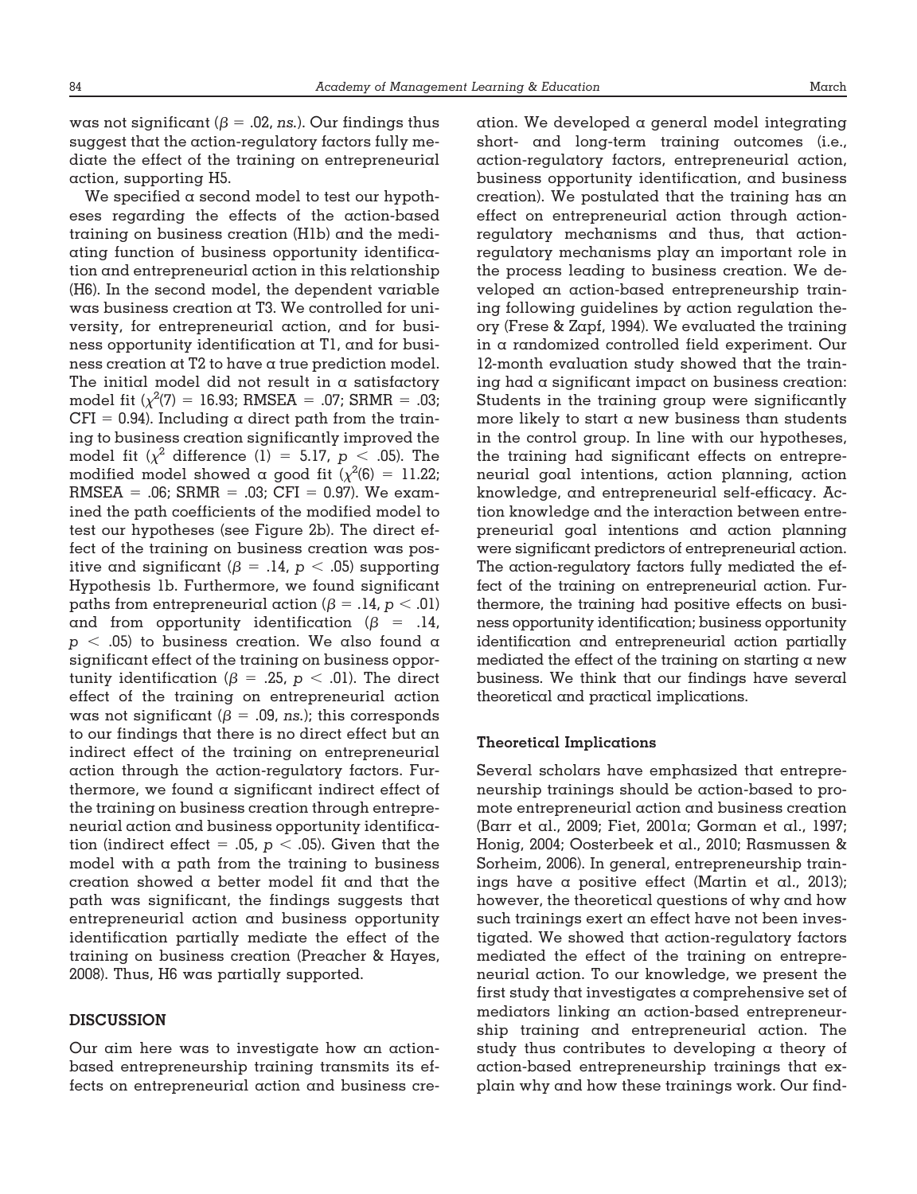was not significant ($\beta = .02$, *ns.*). Our findings thus suggest that the action-regulatory factors fully mediate the effect of the training on entrepreneurial action, supporting H5.

We specified a second model to test our hypotheses regarding the effects of the action-based training on business creation (H1b) and the mediating function of business opportunity identification and entrepreneurial action in this relationship (H6). In the second model, the dependent variable was business creation at T3. We controlled for university, for entrepreneurial action, and for business opportunity identification at T1, and for business creation at T2 to have a true prediction model. The initial model did not result in a satisfactory model fit ($\chi^2(7) = 16.93$; RMSEA $= .07$; SRMR $= .03$; CFI $= 0.94$). Including a direct path from the training to business creation significantly improved the model fit ($\chi^2$ difference $(1) = 5.17$, $p < .05$). The modified model showed a good fit ($\chi^2(6) = 11.22$; RMSEA $= .06$; SRMR $= .03$; CFI $= 0.97$). We examined the path coefficients of the modified model to test our hypotheses (see Figure 2b). The direct effect of the training on business creation was positive and significant ($\beta = .14$, $p < .05$) supporting Hypothesis 1b. Furthermore, we found significant paths from entrepreneurial action ($\beta = .14$, $p < .01$) and from opportunity identification ($\beta = .14$, $p < .05$) to business creation. We also found a significant effect of the training on business opportunity identification ($\beta = .25$, $p < .01$). The direct effect of the training on entrepreneurial action was not significant ($\beta = .09$, *ns.*); this corresponds to our findings that there is no direct effect but an indirect effect of the training on entrepreneurial action through the action-regulatory factors. Furthermore, we found a significant indirect effect of the training on business creation through entrepreneurial action and business opportunity identification (indirect effect $= .05$, $p < .05$). Given that the model with a path from the training to business creation showed a better model fit and that the path was significant, the findings suggests that entrepreneurial action and business opportunity identification partially mediate the effect of the training on business creation (Preacher & Hayes, 2008). Thus, H6 was partially supported.

## DISCUSSION

Our aim here was to investigate how an action-based entrepreneurship training transmits its effects on entrepreneurial action and business creation. We developed a general model integrating short- and long-term training outcomes (i.e., action-regulatory factors, entrepreneurial action, business opportunity identification, and business creation). We postulated that the training has an effect on entrepreneurial action through action-regulatory mechanisms and thus, that action-regulatory mechanisms play an important role in the process leading to business creation. We developed an action-based entrepreneurship training following guidelines by action regulation theory (Frese & Zapf, 1994). We evaluated the training in a randomized controlled field experiment. Our 12-month evaluation study showed that the training had a significant impact on business creation: Students in the training group were significantly more likely to start a new business than students in the control group. In line with our hypotheses, the training had significant effects on entrepreneurial goal intentions, action planning, action knowledge, and entrepreneurial self-efficacy. Action knowledge and the interaction between entrepreneurial goal intentions and action planning were significant predictors of entrepreneurial action. The action-regulatory factors fully mediated the effect of the training on entrepreneurial action. Furthermore, the training had positive effects on business opportunity identification; business opportunity identification and entrepreneurial action partially mediated the effect of the training on starting a new business. We think that our findings have several theoretical and practical implications.

### Theoretical Implications

Several scholars have emphasized that entrepreneurship trainings should be action-based to promote entrepreneurial action and business creation (Barr et al., 2009; Fiet, 2001a; Gorman et al., 1997; Honig, 2004; Oosterbeek et al., 2010; Rasmussen & Sorheim, 2006). In general, entrepreneurship trainings have a positive effect (Martin et al., 2013); however, the theoretical questions of why and how such trainings exert an effect have not been investigated. We showed that action-regulatory factors mediated the effect of the training on entrepreneurial action. To our knowledge, we present the first study that investigates a comprehensive set of mediators linking an action-based entrepreneurship training and entrepreneurial action. The study thus contributes to developing a theory of action-based entrepreneurship trainings that explain why and how these trainings work. Our find-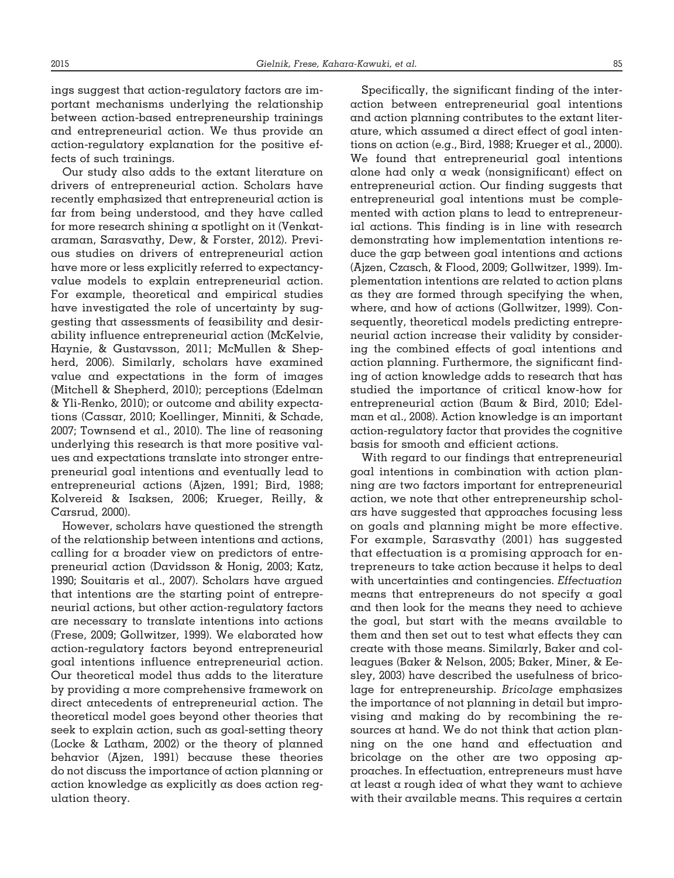ings suggest that action-regulatory factors are important mechanisms underlying the relationship between action-based entrepreneurship trainings and entrepreneurial action. We thus provide an action-regulatory explanation for the positive effects of such trainings.

Our study also adds to the extant literature on drivers of entrepreneurial action. Scholars have recently emphasized that entrepreneurial action is far from being understood, and they have called for more research shining a spotlight on it (Venkataraman, Sarasvathy, Dew, & Forster, 2012). Previous studies on drivers of entrepreneurial action have more or less explicitly referred to expectancy-value models to explain entrepreneurial action. For example, theoretical and empirical studies have investigated the role of uncertainty by suggesting that assessments of feasibility and desirability influence entrepreneurial action (McKelvie, Haynie, & Gustavsson, 2011; McMullen & Shepherd, 2006). Similarly, scholars have examined value and expectations in the form of images (Mitchell & Shepherd, 2010); perceptions (Edelman & Yli-Renko, 2010); or outcome and ability expectations (Cassar, 2010; Koellinger, Minniti, & Schade, 2007; Townsend et al., 2010). The line of reasoning underlying this research is that more positive values and expectations translate into stronger entrepreneurial goal intentions and eventually lead to entrepreneurial actions (Ajzen, 1991; Bird, 1988; Kolvereid & Isaksen, 2006; Krueger, Reilly, & Carsrud, 2000).

However, scholars have questioned the strength of the relationship between intentions and actions, calling for a broader view on predictors of entrepreneurial action (Davidsson & Honig, 2003; Katz, 1990; Souitaris et al., 2007). Scholars have argued that intentions are the starting point of entrepreneurial actions, but other action-regulatory factors are necessary to translate intentions into actions (Frese, 2009; Gollwitzer, 1999). We elaborated how action-regulatory factors beyond entrepreneurial goal intentions influence entrepreneurial action. Our theoretical model thus adds to the literature by providing a more comprehensive framework on direct antecedents of entrepreneurial action. The theoretical model goes beyond other theories that seek to explain action, such as goal-setting theory (Locke & Latham, 2002) or the theory of planned behavior (Ajzen, 1991) because these theories do not discuss the importance of action planning or action knowledge as explicitly as does action regulation theory.

Specifically, the significant finding of the interaction between entrepreneurial goal intentions and action planning contributes to the extant literature, which assumed a direct effect of goal intentions on action (e.g., Bird, 1988; Krueger et al., 2000). We found that entrepreneurial goal intentions alone had only a weak (nonsignificant) effect on entrepreneurial action. Our finding suggests that entrepreneurial goal intentions must be complemented with action plans to lead to entrepreneurial actions. This finding is in line with research demonstrating how implementation intentions reduce the gap between goal intentions and actions (Ajzen, Czasch, & Flood, 2009; Gollwitzer, 1999). Implementation intentions are related to action plans as they are formed through specifying the when, where, and how of actions (Gollwitzer, 1999). Consequently, theoretical models predicting entrepreneurial action increase their validity by considering the combined effects of goal intentions and action planning. Furthermore, the significant finding of action knowledge adds to research that has studied the importance of critical know-how for entrepreneurial action (Baum & Bird, 2010; Edelman et al., 2008). Action knowledge is an important action-regulatory factor that provides the cognitive basis for smooth and efficient actions.

With regard to our findings that entrepreneurial goal intentions in combination with action planning are two factors important for entrepreneurial action, we note that other entrepreneurship scholars have suggested that approaches focusing less on goals and planning might be more effective. For example, Sarasvathy (2001) has suggested that effectuation is a promising approach for entrepreneurs to take action because it helps to deal with uncertainties and contingencies. *Effectuation* means that entrepreneurs do not specify a goal and then look for the means they need to achieve the goal, but start with the means available to them and then set out to test what effects they can create with those means. Similarly, Baker and colleagues (Baker & Nelson, 2005; Baker, Miner, & Eesley, 2003) have described the usefulness of bricolage for entrepreneurship. *Bricolage* emphasizes the importance of not planning in detail but improvising and making do by recombining the resources at hand. We do not think that action planning on the one hand and effectuation and bricolage on the other are two opposing approaches. In effectuation, entrepreneurs must have at least a rough idea of what they want to achieve with their available means. This requires a certain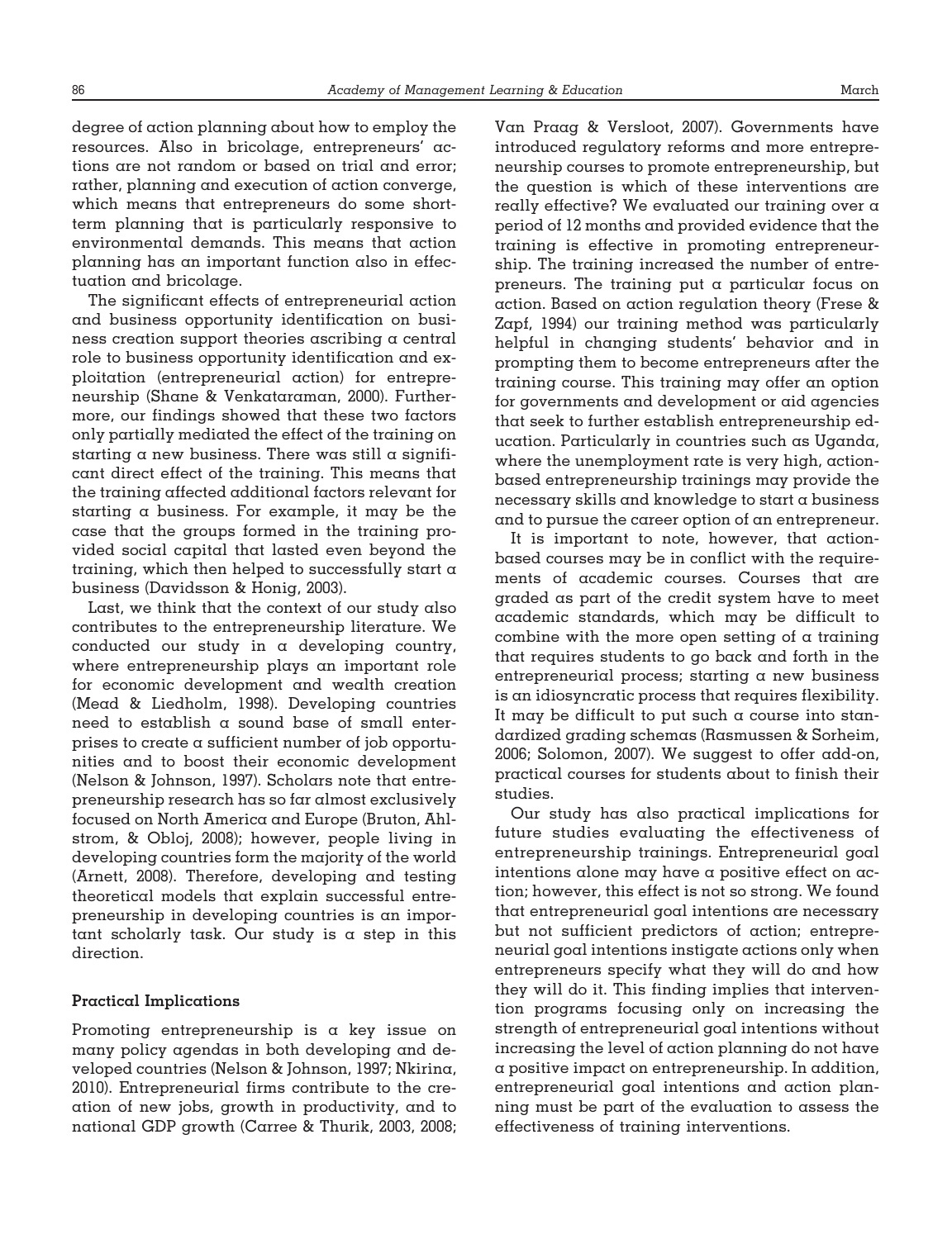degree of action planning about how to employ the resources. Also in bricolage, entrepreneurs' actions are not random or based on trial and error; rather, planning and execution of action converge, which means that entrepreneurs do some short-term planning that is particularly responsive to environmental demands. This means that action planning has an important function also in effectuation and bricolage.

The significant effects of entrepreneurial action and business opportunity identification on business creation support theories ascribing a central role to business opportunity identification and exploitation (entrepreneurial action) for entrepreneurship (Shane & Venkataraman, 2000). Furthermore, our findings showed that these two factors only partially mediated the effect of the training on starting a new business. There was still a significant direct effect of the training. This means that the training affected additional factors relevant for starting a business. For example, it may be the case that the groups formed in the training provided social capital that lasted even beyond the training, which then helped to successfully start a business (Davidsson & Honig, 2003).

Last, we think that the context of our study also contributes to the entrepreneurship literature. We conducted our study in a developing country, where entrepreneurship plays an important role for economic development and wealth creation (Mead & Liedholm, 1998). Developing countries need to establish a sound base of small enterprises to create a sufficient number of job opportunities and to boost their economic development (Nelson & Johnson, 1997). Scholars note that entrepreneurship research has so far almost exclusively focused on North America and Europe (Bruton, Ahlstrom, & Obloj, 2008); however, people living in developing countries form the majority of the world (Arnett, 2008). Therefore, developing and testing theoretical models that explain successful entrepreneurship in developing countries is an important scholarly task. Our study is a step in this direction.

### Practical Implications

Promoting entrepreneurship is a key issue on many policy agendas in both developing and developed countries (Nelson & Johnson, 1997; Nkirina, 2010). Entrepreneurial firms contribute to the creation of new jobs, growth in productivity, and to national GDP growth (Carree & Thurik, 2003, 2008; Van Praag & Versloot, 2007). Governments have introduced regulatory reforms and more entrepreneurship courses to promote entrepreneurship, but the question is which of these interventions are really effective? We evaluated our training over a period of 12 months and provided evidence that the training is effective in promoting entrepreneurship. The training increased the number of entrepreneurs. The training put a particular focus on action. Based on action regulation theory (Frese & Zapf, 1994) our training method was particularly helpful in changing students' behavior and in prompting them to become entrepreneurs after the training course. This training may offer an option for governments and development or aid agencies that seek to further establish entrepreneurship education. Particularly in countries such as Uganda, where the unemployment rate is very high, action-based entrepreneurship trainings may provide the necessary skills and knowledge to start a business and to pursue the career option of an entrepreneur.

It is important to note, however, that action-based courses may be in conflict with the requirements of academic courses. Courses that are graded as part of the credit system have to meet academic standards, which may be difficult to combine with the more open setting of a training that requires students to go back and forth in the entrepreneurial process; starting a new business is an idiosyncratic process that requires flexibility. It may be difficult to put such a course into standardized grading schemas (Rasmussen & Sorheim, 2006; Solomon, 2007). We suggest to offer add-on, practical courses for students about to finish their studies.

Our study has also practical implications for future studies evaluating the effectiveness of entrepreneurship trainings. Entrepreneurial goal intentions alone may have a positive effect on action; however, this effect is not so strong. We found that entrepreneurial goal intentions are necessary but not sufficient predictors of action; entrepreneurial goal intentions instigate actions only when entrepreneurs specify what they will do and how they will do it. This finding implies that intervention programs focusing only on increasing the strength of entrepreneurial goal intentions without increasing the level of action planning do not have a positive impact on entrepreneurship. In addition, entrepreneurial goal intentions and action planning must be part of the evaluation to assess the effectiveness of training interventions.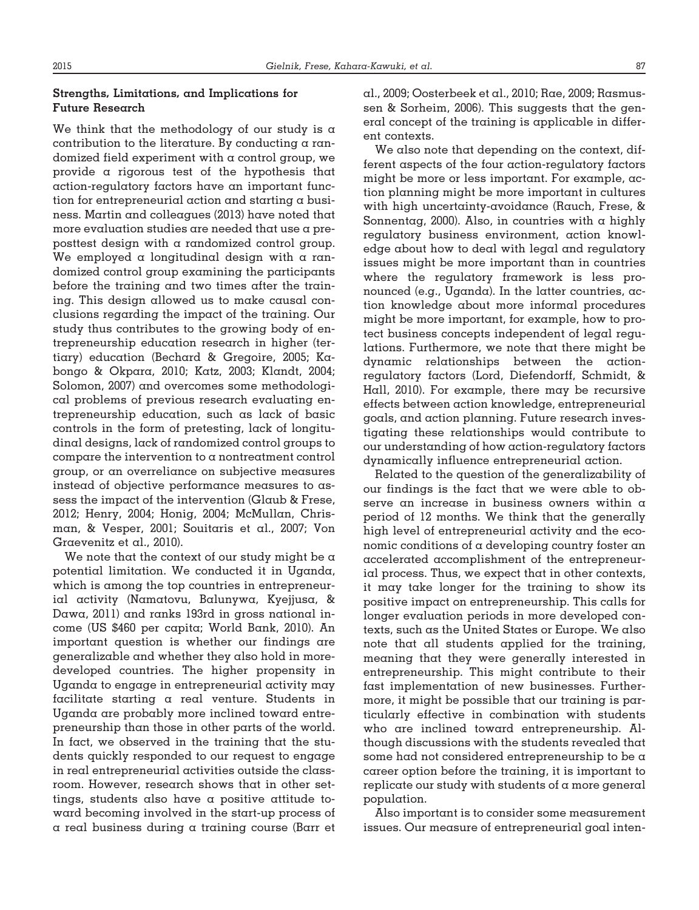### Strengths, Limitations, and Implications for Future Research

We think that the methodology of our study is a contribution to the literature. By conducting a randomized field experiment with a control group, we provide a rigorous test of the hypothesis that action-regulatory factors have an important function for entrepreneurial action and starting a business. Martin and colleagues (2013) have noted that more evaluation studies are needed that use a pre-posttest design with a randomized control group. We employed a longitudinal design with a randomized control group examining the participants before the training and two times after the training. This design allowed us to make causal conclusions regarding the impact of the training. Our study thus contributes to the growing body of entrepreneurship education research in higher (tertiary) education (Bechard & Gregoire, 2005; Kabongo & Okpara, 2010; Katz, 2003; Klandt, 2004; Solomon, 2007) and overcomes some methodological problems of previous research evaluating entrepreneurship education, such as lack of basic controls in the form of pretesting, lack of longitudinal designs, lack of randomized control groups to compare the intervention to a nontreatment control group, or an overreliance on subjective measures instead of objective performance measures to assess the impact of the intervention (Glaub & Frese, 2012; Henry, 2004; Honig, 2004; McMullan, Chrisman, & Vesper, 2001; Souitaris et al., 2007; Von Graevenitz et al., 2010).

We note that the context of our study might be a potential limitation. We conducted it in Uganda, which is among the top countries in entrepreneurial activity (Namatovu, Balunywa, Kyejjusa, & Dawa, 2011) and ranks 193rd in gross national income (US $460 per capita; World Bank, 2010). An important question is whether our findings are generalizable and whether they also hold in more-developed countries. The higher propensity in Uganda to engage in entrepreneurial activity may facilitate starting a real venture. Students in Uganda are probably more inclined toward entrepreneurship than those in other parts of the world. In fact, we observed in the training that the students quickly responded to our request to engage in real entrepreneurial activities outside the classroom. However, research shows that in other settings, students also have a positive attitude toward becoming involved in the start-up process of a real business during a training course (Barr et al., 2009; Oosterbeek et al., 2010; Rae, 2009; Rasmussen & Sorheim, 2006). This suggests that the general concept of the training is applicable in different contexts.

We also note that depending on the context, different aspects of the four action-regulatory factors might be more or less important. For example, action planning might be more important in cultures with high uncertainty-avoidance (Rauch, Frese, & Sonnentag, 2000). Also, in countries with a highly regulatory business environment, action knowledge about how to deal with legal and regulatory issues might be more important than in countries where the regulatory framework is less pronounced (e.g., Uganda). In the latter countries, action knowledge about more informal procedures might be more important, for example, how to protect business concepts independent of legal regulations. Furthermore, we note that there might be dynamic relationships between the action-regulatory factors (Lord, Diefendorff, Schmidt, & Hall, 2010). For example, there may be recursive effects between action knowledge, entrepreneurial goals, and action planning. Future research investigating these relationships would contribute to our understanding of how action-regulatory factors dynamically influence entrepreneurial action.

Related to the question of the generalizability of our findings is the fact that we were able to observe an increase in business owners within a period of 12 months. We think that the generally high level of entrepreneurial activity and the economic conditions of a developing country foster an accelerated accomplishment of the entrepreneurial process. Thus, we expect that in other contexts, it may take longer for the training to show its positive impact on entrepreneurship. This calls for longer evaluation periods in more developed contexts, such as the United States or Europe. We also note that all students applied for the training, meaning that they were generally interested in entrepreneurship. This might contribute to their fast implementation of new businesses. Furthermore, it might be possible that our training is particularly effective in combination with students who are inclined toward entrepreneurship. Although discussions with the students revealed that some had not considered entrepreneurship to be a career option before the training, it is important to replicate our study with students of a more general population.

Also important is to consider some measurement issues. Our measure of entrepreneurial goal inten-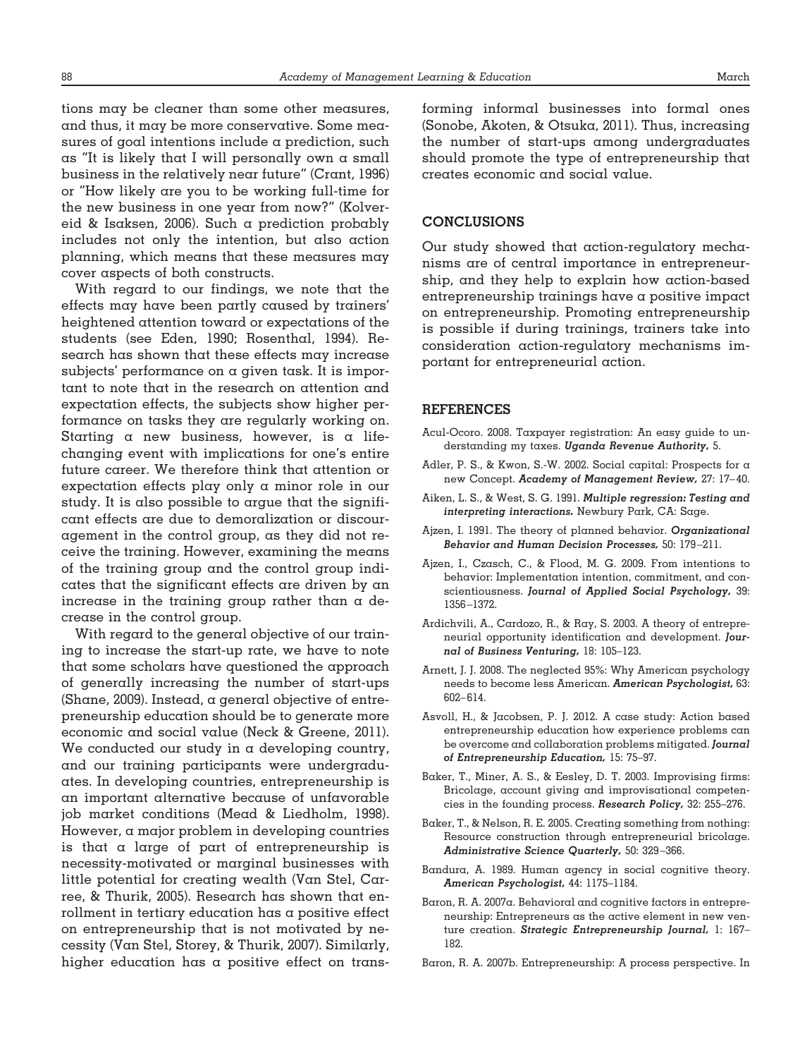tions may be cleaner than some other measures, and thus, it may be more conservative. Some measures of goal intentions include a prediction, such as "It is likely that I will personally own a small business in the relatively near future" (Crant, 1996) or "How likely are you to be working full-time for the new business in one year from now?" (Kolvereid & Isaksen, 2006). Such a prediction probably includes not only the intention, but also action planning, which means that these measures may cover aspects of both constructs.

With regard to our findings, we note that the effects may have been partly caused by trainers' heightened attention toward or expectations of the students (see Eden, 1990; Rosenthal, 1994). Research has shown that these effects may increase subjects' performance on a given task. It is important to note that in the research on attention and expectation effects, the subjects show higher performance on tasks they are regularly working on. Starting a new business, however, is a life-changing event with implications for one's entire future career. We therefore think that attention or expectation effects play only a minor role in our study. It is also possible to argue that the significant effects are due to demoralization or discouragement in the control group, as they did not receive the training. However, examining the means of the training group and the control group indicates that the significant effects are driven by an increase in the training group rather than a decrease in the control group.

With regard to the general objective of our training to increase the start-up rate, we have to note that some scholars have questioned the approach of generally increasing the number of start-ups (Shane, 2009). Instead, a general objective of entrepreneurship education should be to generate more economic and social value (Neck & Greene, 2011). We conducted our study in a developing country, and our training participants were undergraduates. In developing countries, entrepreneurship is an important alternative because of unfavorable job market conditions (Mead & Liedholm, 1998). However, a major problem in developing countries is that a large of part of entrepreneurship is necessity-motivated or marginal businesses with little potential for creating wealth (Van Stel, Carree, & Thurik, 2005). Research has shown that enrollment in tertiary education has a positive effect on entrepreneurship that is not motivated by necessity (Van Stel, Storey, & Thurik, 2007). Similarly, higher education has a positive effect on transforming informal businesses into formal ones (Sonobe, Akoten, & Otsuka, 2011). Thus, increasing the number of start-ups among undergraduates should promote the type of entrepreneurship that creates economic and social value.

## CONCLUSIONS

Our study showed that action-regulatory mechanisms are of central importance in entrepreneurship, and they help to explain how action-based entrepreneurship trainings have a positive impact on entrepreneurship. Promoting entrepreneurship is possible if during trainings, trainers take into consideration action-regulatory mechanisms important for entrepreneurial action.

## REFERENCES

Acul-Ocoro. 2008. Taxpayer registration: An easy guide to understanding my taxes. ***Uganda Revenue Authority,*** 5.

Adler, P. S., & Kwon, S.-W. 2002. Social capital: Prospects for a new Concept. ***Academy of Management Review,*** 27: 17–40.

Aiken, L. S., & West, S. G. 1991. ***Multiple regression: Testing and interpreting interactions.*** Newbury Park, CA: Sage.

Ajzen, I. 1991. The theory of planned behavior. ***Organizational Behavior and Human Decision Processes,*** 50: 179–211.

Ajzen, I., Czasch, C., & Flood, M. G. 2009. From intentions to behavior: Implementation intention, commitment, and conscientiousness. ***Journal of Applied Social Psychology,*** 39: 1356–1372.

Ardichvili, A., Cardozo, R., & Ray, S. 2003. A theory of entrepreneurial opportunity identification and development. ***Journal of Business Venturing,*** 18: 105–123.

Arnett, J. J. 2008. The neglected 95%: Why American psychology needs to become less American. ***American Psychologist,*** 63: 602–614.

Asvoll, H., & Jacobsen, P. J. 2012. A case study: Action based entrepreneurship education how experience problems can be overcome and collaboration problems mitigated. ***Journal of Entrepreneurship Education,*** 15: 75–97.

Baker, T., Miner, A. S., & Eesley, D. T. 2003. Improvising firms: Bricolage, account giving and improvisational competencies in the founding process. ***Research Policy,*** 32: 255–276.

Baker, T., & Nelson, R. E. 2005. Creating something from nothing: Resource construction through entrepreneurial bricolage. ***Administrative Science Quarterly,*** 50: 329–366.

Bandura, A. 1989. Human agency in social cognitive theory. ***American Psychologist,*** 44: 1175–1184.

Baron, R. A. 2007a. Behavioral and cognitive factors in entrepreneurship: Entrepreneurs as the active element in new venture creation. ***Strategic Entrepreneurship Journal,*** 1: 167–182.

Baron, R. A. 2007b. Entrepreneurship: A process perspective. In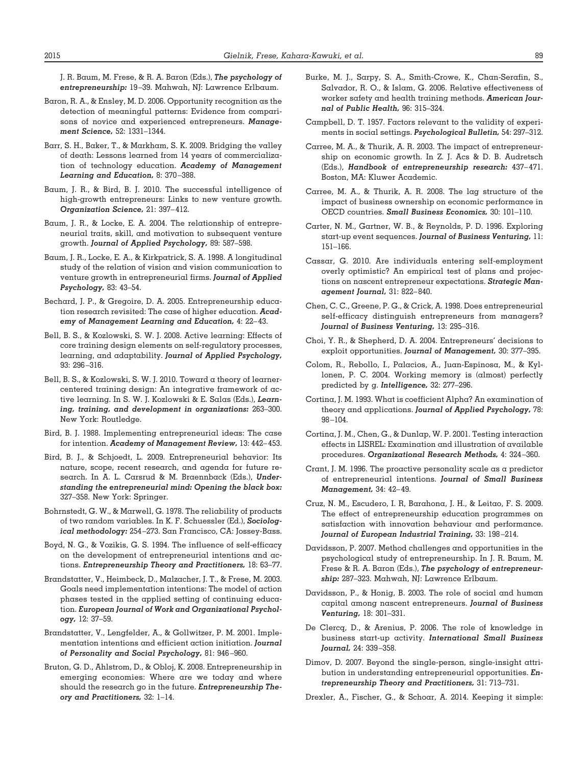J. R. Baum, M. Frese, & R. A. Baron (Eds.), ***The psychology of entrepreneurship:*** 19–39. Mahwah, NJ: Lawrence Erlbaum.

Baron, R. A., & Ensley, M. D. 2006. Opportunity recognition as the detection of meaningful patterns: Evidence from comparisons of novice and experienced entrepreneurs. ***Management Science,*** 52: 1331–1344.

Barr, S. H., Baker, T., & Markham, S. K. 2009. Bridging the valley of death: Lessons learned from 14 years of commercialization of technology education. ***Academy of Management Learning and Education,*** 8: 370–388.

Baum, J. R., & Bird, B. J. 2010. The successful intelligence of high-growth entrepreneurs: Links to new venture growth. ***Organization Science,*** 21: 397–412.

Baum, J. R., & Locke, E. A. 2004. The relationship of entrepreneurial traits, skill, and motivation to subsequent venture growth. ***Journal of Applied Psychology,*** 89: 587–598.

Baum, J. R., Locke, E. A., & Kirkpatrick, S. A. 1998. A longitudinal study of the relation of vision and vision communication to venture growth in entrepreneurial firms. ***Journal of Applied Psychology,*** 83: 43–54.

Bechard, J. P., & Gregoire, D. A. 2005. Entrepreneurship education research revisited: The case of higher education. ***Academy of Management Learning and Education,*** 4: 22–43.

Bell, B. S., & Kozlowski, S. W. J. 2008. Active learning: Effects of core training design elements on self-regulatory processes, learning, and adaptability. ***Journal of Applied Psychology,*** 93: 296–316.

Bell, B. S., & Kozlowski, S. W. J. 2010. Toward a theory of learner-centered training design: An integrative framework of active learning. In S. W. J. Kozlowski & E. Salas (Eds.), ***Learning, training, and development in organizations:*** 263–300. New York: Routledge.

Bird, B. J. 1988. Implementing entrepreneurial ideas: The case for intention. ***Academy of Management Review,*** 13: 442–453.

Bird, B. J., & Schjoedt, L. 2009. Entrepreneurial behavior: Its nature, scope, recent research, and agenda for future research. In A. L. Carsrud & M. Braennback (Eds.), ***Understanding the entrepreneurial mind: Opening the black box:*** 327–358. New York: Springer.

Bohrnstedt, G. W., & Marwell, G. 1978. The reliability of products of two random variables. In K. F. Schuessler (Ed.), ***Sociological methodology:*** 254–273. San Francisco, CA: Jossey-Bass.

Boyd, N. G., & Vozikis, G. S. 1994. The influence of self-efficacy on the development of entrepreneurial intentions and actions. ***Entrepreneurship Theory and Practitioners,*** 18: 63–77.

Brandstatter, V., Heimbeck, D., Malzacher, J. T., & Frese, M. 2003. Goals need implementation intentions: The model of action phases tested in the applied setting of continuing education. ***European Journal of Work and Organizational Psychology,*** 12: 37–59.

Brandstatter, V., Lengfelder, A., & Gollwitzer, P. M. 2001. Implementation intentions and efficient action initiation. ***Journal of Personality and Social Psychology,*** 81: 946–960.

Bruton, G. D., Ahlstrom, D., & Obloj, K. 2008. Entrepreneurship in emerging economies: Where are we today and where should the research go in the future. ***Entrepreneurship Theory and Practitioners,*** 32: 1–14.

Burke, M. J., Sarpy, S. A., Smith-Crowe, K., Chan-Serafin, S., Salvador, R. O., & Islam, G. 2006. Relative effectiveness of worker safety and health training methods. ***American Journal of Public Health,*** 96: 315–324.

Campbell, D. T. 1957. Factors relevant to the validity of experiments in social settings. ***Psychological Bulletin,*** 54: 297–312.

Carree, M. A., & Thurik, A. R. 2003. The impact of entrepreneurship on economic growth. In Z. J. Acs & D. B. Audretsch (Eds.), ***Handbook of entrepreneurship research:*** 437–471. Boston, MA: Kluwer Academic.

Carree, M. A., & Thurik, A. R. 2008. The lag structure of the impact of business ownership on economic performance in OECD countries. ***Small Business Economics,*** 30: 101–110.

Carter, N. M., Gartner, W. B., & Reynolds, P. D. 1996. Exploring start-up event sequences. ***Journal of Business Venturing,*** 11: 151–166.

Cassar, G. 2010. Are individuals entering self-employment overly optimistic? An empirical test of plans and projections on nascent entrepreneur expectations. ***Strategic Management Journal,*** 31: 822–840.

Chen, C. C., Greene, P. G., & Crick, A. 1998. Does entrepreneurial self-efficacy distinguish entrepreneurs from managers? ***Journal of Business Venturing,*** 13: 295–316.

Choi, Y. R., & Shepherd, D. A. 2004. Entrepreneurs' decisions to exploit opportunities. ***Journal of Management,*** 30: 377–395.

Colom, R., Rebollo, I., Palacios, A., Juan-Espinosa, M., & Kyllonen, P. C. 2004. Working memory is (almost) perfectly predicted by g. ***Intelligence,*** 32: 277–296.

Cortina, J. M. 1993. What is coefficient Alpha? An examination of theory and applications. ***Journal of Applied Psychology,*** 78: 98–104.

Cortina, J. M., Chen, G., & Dunlap, W. P. 2001. Testing interaction effects in LISREL: Examination and illustration of available procedures. ***Organizational Research Methods,*** 4: 324–360.

Crant, J. M. 1996. The proactive personality scale as a predictor of entrepreneurial intentions. ***Journal of Small Business Management,*** 34: 42–49.

Cruz, N. M., Escudero, I. R, Barahona, J. H., & Leitao, F. S. 2009. The effect of entrepreneurship education programmes on satisfaction with innovation behaviour and performance. ***Journal of European Industrial Training,*** 33: 198–214.

Davidsson, P. 2007. Method challenges and opportunities in the psychological study of entrepreneurship. In J. R. Baum, M. Frese & R. A. Baron (Eds.), ***The psychology of entrepreneurship:*** 287–323. Mahwah, NJ: Lawrence Erlbaum.

Davidsson, P., & Honig, B. 2003. The role of social and human capital among nascent entrepreneurs. ***Journal of Business Venturing,*** 18: 301–331.

De Clercq, D., & Arenius, P. 2006. The role of knowledge in business start-up activity. ***International Small Business Journal,*** 24: 339–358.

Dimov, D. 2007. Beyond the single-person, single-insight attribution in understanding entrepreneurial opportunities. ***Entrepreneurship Theory and Practitioners,*** 31: 713–731.

Drexler, A., Fischer, G., & Schoar, A. 2014. Keeping it simple: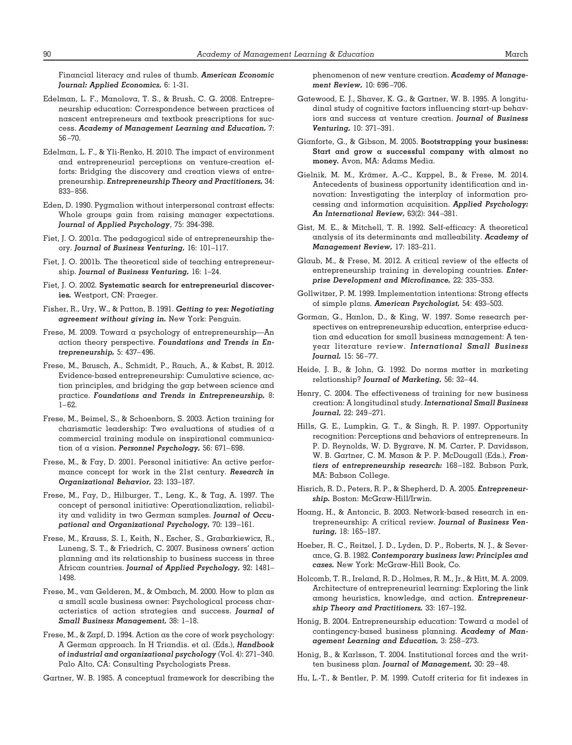Financial literacy and rules of thumb. ***American Economic Journal: Applied Economics,*** 6: 1-31.

Edelman, L. F., Manolova, T. S., & Brush, C. G. 2008. Entrepreneurship education: Correspondence between practices of nascent entrepreneurs and textbook prescriptions for success. ***Academy of Management Learning and Education,*** 7: 56–70.

Edelman, L. F., & Yli-Renko, H. 2010. The impact of environment and entrepreneurial perceptions on venture-creation efforts: Bridging the discovery and creation views of entrepreneurship. ***Entrepreneurship Theory and Practitioners,*** 34: 833–856.

Eden, D. 1990. Pygmalion without interpersonal contrast effects: Whole groups gain from raising manager expectations. ***Journal of Applied Psychology***, 75: 394-398.

Fiet, J. O. 2001a. The pedagogical side of entrepreneurship theory. ***Journal of Business Venturing,*** 16: 101–117.

Fiet, J. O. 2001b. The theoretical side of teaching entrepreneurship. ***Journal of Business Venturing,*** 16: 1–24.

Fiet, J. O. 2002. **Systematic search for entrepreneurial discoveries.** Westport, CN: Praeger.

Fisher, R., Ury, W., & Patton, B. 1991. ***Getting to yes: Negotiating agreement without giving in.*** New York: Penguin.

Frese, M. 2009. Toward a psychology of entrepreneurship—An action theory perspective. ***Foundations and Trends in Entrepreneurship,*** 5: 437–496.

Frese, M., Bausch, A., Schmidt, P., Rauch, A., & Kabst, R. 2012. Evidence-based entrepreneurship: Cumulative science, action principles, and bridging the gap between science and practice. ***Foundations and Trends in Entrepreneurship,*** 8: 1–62.

Frese, M., Beimel, S., & Schoenborn, S. 2003. Action training for charismatic leadership: Two evaluations of studies of a commercial training module on inspirational communication of a vision. ***Personnel Psychology,*** 56: 671–698.

Frese, M., & Fay, D. 2001. Personal initiative: An active performance concept for work in the 21st century. ***Research in Organizational Behavior,*** 23: 133–187.

Frese, M., Fay, D., Hilburger, T., Leng, K., & Tag, A. 1997. The concept of personal initiative: Operationalization, reliability and validity in two German samples. ***Journal of Occupational and Organizational Psychology,*** 70: 139–161.

Frese, M., Krauss, S. I., Keith, N., Escher, S., Grabarkiewicz, R., Luneng, S. T., & Friedrich, C. 2007. Business owners' action planning and its relationship to business success in three African countries. ***Journal of Applied Psychology,*** 92: 1481–1498.

Frese, M., van Gelderen, M., & Ombach, M. 2000. How to plan as a small scale business owner: Psychological process characteristics of action strategies and success. ***Journal of Small Business Management,*** 38: 1–18.

Frese, M., & Zapf, D. 1994. Action as the core of work psychology: A German approach. In H Triandis. et al. (Eds.), ***Handbook of industrial and organizational psychology*** (Vol. 4): 271–340. Palo Alto, CA: Consulting Psychologists Press.

Gartner, W. B. 1985. A conceptual framework for describing the phenomenon of new venture creation. ***Academy of Management Review,*** 10: 696–706.

Gatewood, E. J., Shaver, K. G., & Gartner, W. B. 1995. A longitudinal study of cognitive factors influencing start-up behaviors and success at venture creation. ***Journal of Business Venturing,*** 10: 371–391.

Gianforte, G., & Gibson, M. 2005. **Bootstrapping your business: Start and grow a successful company with almost no money.** Avon, MA: Adams Media.

Gielnik, M. M., Krämer, A.-C., Kappel, B., & Frese, M. 2014. Antecedents of business opportunity identification and innovation: Investigating the interplay of information processing and information acquisition. ***Applied Psychology: An International Review,*** 63(2): 344–381.

Gist, M. E., & Mitchell, T. R. 1992. Self-efficacy: A theoretical analysis of its determinants and malleability. ***Academy of Management Review,*** 17: 183–211.

Glaub, M., & Frese, M. 2012. A critical review of the effects of entrepreneurship training in developing countries. ***Enterprise Development and Microfinance,*** 22: 335–353.

Gollwitzer, P. M. 1999. Implementation intentions: Strong effects of simple plans. ***American Psychologist,*** 54: 493–503.

Gorman, G., Hanlon, D., & King, W. 1997. Some research perspectives on entrepreneurship education, enterprise education and education for small business management: A ten-year literature review. ***International Small Business Journal,*** 15: 56–77.

Heide, J. B., & John, G. 1992. Do norms matter in marketing relationship? ***Journal of Marketing,*** 56: 32–44.

Henry, C. 2004. The effectiveness of training for new business creation: A longitudinal study. ***International Small Business Journal,*** 22: 249–271.

Hills, G. E., Lumpkin, G. T., & Singh, R. P. 1997. Opportunity recognition: Perceptions and behaviors of entrepreneurs. In P. D. Reynolds, W. D. Bygrave, N. M. Carter, P. Davidsson, W. B. Gartner, C. M. Mason & P. P. McDougall (Eds.), ***Frontiers of entrepreneurship research:*** 168–182. Babson Park, MA: Babson College.

Hisrich, R. D., Peters, R. P., & Shepherd, D. A. 2005. ***Entrepreneurship.*** Boston: McGraw-Hill/Irwin.

Hoang, H., & Antoncic, B. 2003. Network-based research in entrepreneurship: A critical review. ***Journal of Business Venturing,*** 18: 165–187.

Hoeber, R. C., Reitzel, J. D., Lyden, D. P., Roberts, N. J., & Severance, G. B. 1982. ***Contemporary business law: Principles and cases.*** New York: McGraw-Hill Book, Co.

Holcomb, T. R., Ireland, R. D., Holmes, R. M., Jr., & Hitt, M. A. 2009. Architecture of entrepreneurial learning: Exploring the link among heuristics, knowledge, and action. ***Entrepreneurship Theory and Practitioners,*** 33: 167–192.

Honig, B. 2004. Entrepreneurship education: Toward a model of contingency-based business planning. ***Academy of Management Learning and Education,*** 3: 258–273.

Honig, B., & Karlsson, T. 2004. Institutional forces and the written business plan. ***Journal of Management,*** 30: 29–48.

Hu, L.-T., & Bentler, P. M. 1999. Cutoff criteria for fit indexes in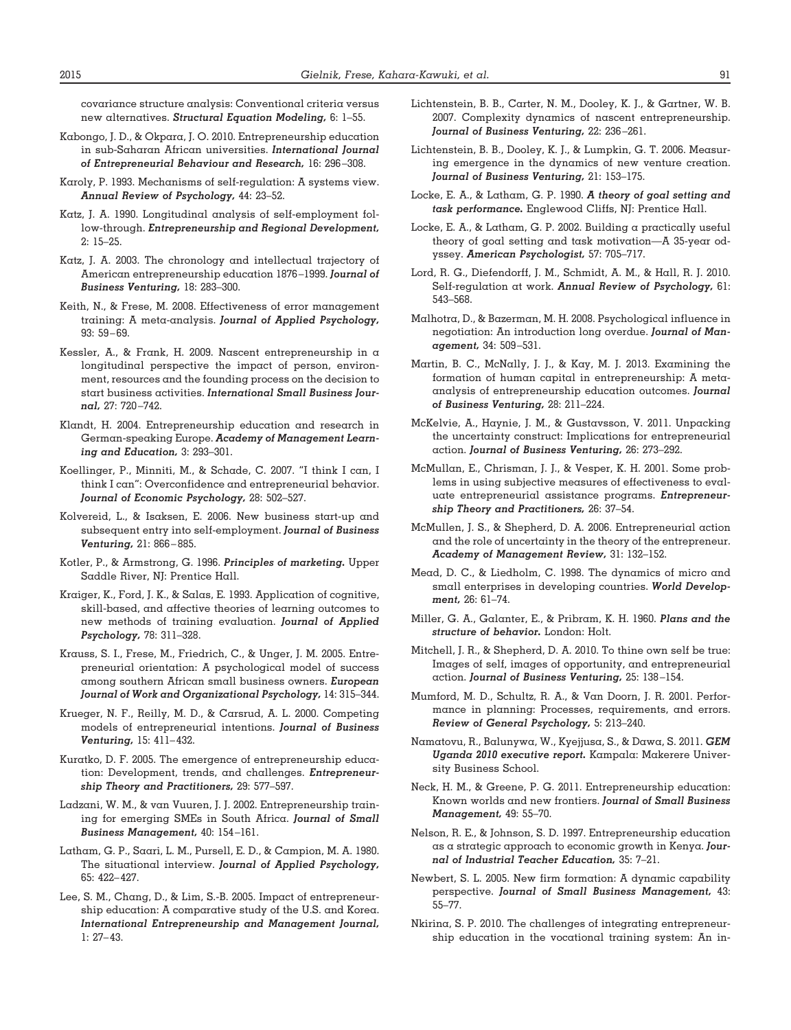covariance structure analysis: Conventional criteria versus new alternatives. ***Structural Equation Modeling,*** 6: 1–55.

Kabongo, J. D., & Okpara, J. O. 2010. Entrepreneurship education in sub-Saharan African universities. ***International Journal of Entrepreneurial Behaviour and Research,*** 16: 296–308.

Karoly, P. 1993. Mechanisms of self-regulation: A systems view. ***Annual Review of Psychology,*** 44: 23–52.

Katz, J. A. 1990. Longitudinal analysis of self-employment follow-through. ***Entrepreneurship and Regional Development,*** 2: 15–25.

Katz, J. A. 2003. The chronology and intellectual trajectory of American entrepreneurship education 1876–1999. ***Journal of Business Venturing,*** 18: 283–300.

Keith, N., & Frese, M. 2008. Effectiveness of error management training: A meta-analysis. ***Journal of Applied Psychology,*** 93: 59–69.

Kessler, A., & Frank, H. 2009. Nascent entrepreneurship in a longitudinal perspective the impact of person, environment, resources and the founding process on the decision to start business activities. ***International Small Business Journal,*** 27: 720–742.

Klandt, H. 2004. Entrepreneurship education and research in German-speaking Europe. ***Academy of Management Learning and Education,*** 3: 293–301.

Koellinger, P., Minniti, M., & Schade, C. 2007. "I think I can, I think I can": Overconfidence and entrepreneurial behavior. ***Journal of Economic Psychology,*** 28: 502–527.

Kolvereid, L., & Isaksen, E. 2006. New business start-up and subsequent entry into self-employment. ***Journal of Business Venturing,*** 21: 866–885.

Kotler, P., & Armstrong, G. 1996. ***Principles of marketing.*** Upper Saddle River, NJ: Prentice Hall.

Kraiger, K., Ford, J. K., & Salas, E. 1993. Application of cognitive, skill-based, and affective theories of learning outcomes to new methods of training evaluation. ***Journal of Applied Psychology,*** 78: 311–328.

Krauss, S. I., Frese, M., Friedrich, C., & Unger, J. M. 2005. Entrepreneurial orientation: A psychological model of success among southern African small business owners. ***European Journal of Work and Organizational Psychology,*** 14: 315–344.

Krueger, N. F., Reilly, M. D., & Carsrud, A. L. 2000. Competing models of entrepreneurial intentions. ***Journal of Business Venturing,*** 15: 411–432.

Kuratko, D. F. 2005. The emergence of entrepreneurship education: Development, trends, and challenges. ***Entrepreneurship Theory and Practitioners,*** 29: 577–597.

Ladzani, W. M., & van Vuuren, J. J. 2002. Entrepreneurship training for emerging SMEs in South Africa. ***Journal of Small Business Management,*** 40: 154–161.

Latham, G. P., Saari, L. M., Pursell, E. D., & Campion, M. A. 1980. The situational interview. ***Journal of Applied Psychology,*** 65: 422–427.

Lee, S. M., Chang, D., & Lim, S.-B. 2005. Impact of entrepreneurship education: A comparative study of the U.S. and Korea. ***International Entrepreneurship and Management Journal,*** 1: 27–43.

Lichtenstein, B. B., Carter, N. M., Dooley, K. J., & Gartner, W. B. 2007. Complexity dynamics of nascent entrepreneurship. ***Journal of Business Venturing,*** 22: 236–261.

Lichtenstein, B. B., Dooley, K. J., & Lumpkin, G. T. 2006. Measuring emergence in the dynamics of new venture creation. ***Journal of Business Venturing,*** 21: 153–175.

Locke, E. A., & Latham, G. P. 1990. ***A theory of goal setting and task performance.*** Englewood Cliffs, NJ: Prentice Hall.

Locke, E. A., & Latham, G. P. 2002. Building a practically useful theory of goal setting and task motivation—A 35-year odyssey. ***American Psychologist,*** 57: 705–717.

Lord, R. G., Diefendorff, J. M., Schmidt, A. M., & Hall, R. J. 2010. Self-regulation at work. ***Annual Review of Psychology,*** 61: 543–568.

Malhotra, D., & Bazerman, M. H. 2008. Psychological influence in negotiation: An introduction long overdue. ***Journal of Management,*** 34: 509–531.

Martin, B. C., McNally, J. J., & Kay, M. J. 2013. Examining the formation of human capital in entrepreneurship: A meta-analysis of entrepreneurship education outcomes. ***Journal of Business Venturing,*** 28: 211–224.

McKelvie, A., Haynie, J. M., & Gustavsson, V. 2011. Unpacking the uncertainty construct: Implications for entrepreneurial action. ***Journal of Business Venturing,*** 26: 273–292.

McMullan, E., Chrisman, J. J., & Vesper, K. H. 2001. Some problems in using subjective measures of effectiveness to evaluate entrepreneurial assistance programs. ***Entrepreneurship Theory and Practitioners,*** 26: 37–54.

McMullen, J. S., & Shepherd, D. A. 2006. Entrepreneurial action and the role of uncertainty in the theory of the entrepreneur. ***Academy of Management Review,*** 31: 132–152.

Mead, D. C., & Liedholm, C. 1998. The dynamics of micro and small enterprises in developing countries. ***World Development,*** 26: 61–74.

Miller, G. A., Galanter, E., & Pribram, K. H. 1960. ***Plans and the structure of behavior.*** London: Holt.

Mitchell, J. R., & Shepherd, D. A. 2010. To thine own self be true: Images of self, images of opportunity, and entrepreneurial action. ***Journal of Business Venturing,*** 25: 138–154.

Mumford, M. D., Schultz, R. A., & Van Doorn, J. R. 2001. Performance in planning: Processes, requirements, and errors. ***Review of General Psychology,*** 5: 213–240.

Namatovu, R., Balunywa, W., Kyejjusa, S., & Dawa, S. 2011. ***GEM Uganda 2010 executive report.*** Kampala: Makerere University Business School.

Neck, H. M., & Greene, P. G. 2011. Entrepreneurship education: Known worlds and new frontiers. ***Journal of Small Business Management,*** 49: 55–70.

Nelson, R. E., & Johnson, S. D. 1997. Entrepreneurship education as a strategic approach to economic growth in Kenya. ***Journal of Industrial Teacher Education,*** 35: 7–21.

Newbert, S. L. 2005. New firm formation: A dynamic capability perspective. ***Journal of Small Business Management,*** 43: 55–77.

Nkirina, S. P. 2010. The challenges of integrating entrepreneurship education in the vocational training system: An in-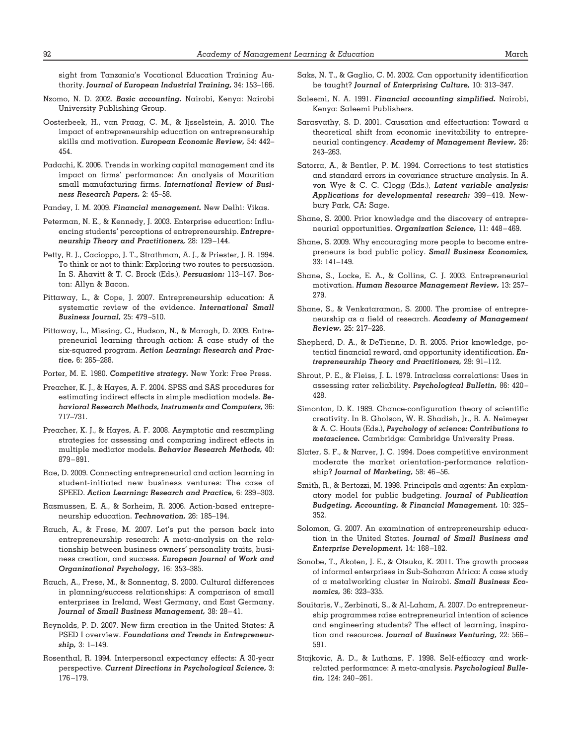sight from Tanzania's Vocational Education Training Authority. ***Journal of European Industrial Training,*** 34: 153–166.

Nzomo, N. D. 2002. ***Basic accounting.*** Nairobi, Kenya: Nairobi University Publishing Group.

Oosterbeek, H., van Praag, C. M., & Ijsselstein, A. 2010. The impact of entrepreneurship education on entrepreneurship skills and motivation. ***European Economic Review,*** 54: 442–454.

Padachi, K. 2006. Trends in working capital management and its impact on firms' performance: An analysis of Mauritian small manufacturing firms. ***International Review of Business Research Papers,*** 2: 45–58.

Pandey, I. M. 2009. ***Financial management.*** New Delhi: Vikas.

Peterman, N. E., & Kennedy, J. 2003. Enterprise education: Influencing students' perceptions of entrepreneurship. ***Entrepreneurship Theory and Practitioners,*** 28: 129–144.

Petty, R. J., Cacioppo, J. T., Strathman, A. J., & Priester, J. R. 1994. To think or not to think: Exploring two routes to persuasion. In S. Ahavitt & T. C. Brock (Eds.), ***Persuasion:*** 113–147. Boston: Allyn & Bacon.

Pittaway, L., & Cope, J. 2007. Entrepreneurship education: A systematic review of the evidence. ***International Small Business Journal,*** 25: 479–510.

Pittaway, L., Missing, C., Hudson, N., & Maragh, D. 2009. Entrepreneurial learning through action: A case study of the six-squared program. ***Action Learning: Research and Practice,*** 6: 265–288.

Porter, M. E. 1980. ***Competitive strategy.*** New York: Free Press.

Preacher, K. J., & Hayes, A. F. 2004. SPSS and SAS procedures for estimating indirect effects in simple mediation models. ***Behavioral Research Methods, Instruments and Computers,*** 36: 717–731.

Preacher, K. J., & Hayes, A. F. 2008. Asymptotic and resampling strategies for assessing and comparing indirect effects in multiple mediator models. ***Behavior Research Methods,*** 40: 879–891.

Rae, D. 2009. Connecting entrepreneurial and action learning in student-initiated new business ventures: The case of SPEED. ***Action Learning: Research and Practice,*** 6: 289–303.

Rasmussen, E. A., & Sorheim, R. 2006. Action-based entrepreneurship education. ***Technovation,*** 26: 185–194.

Rauch, A., & Frese, M. 2007. Let's put the person back into entrepreneurship research: A meta-analysis on the relationship between business owners' personality traits, business creation, and success. ***European Journal of Work and Organizational Psychology,*** 16: 353–385.

Rauch, A., Frese, M., & Sonnentag, S. 2000. Cultural differences in planning/success relationships: A comparison of small enterprises in Ireland, West Germany, and East Germany. ***Journal of Small Business Management,*** 38: 28–41.

Reynolds, P. D. 2007. New firm creation in the United States: A PSED I overview. ***Foundations and Trends in Entrepreneurship,*** 3: 1–149.

Rosenthal, R. 1994. Interpersonal expectancy effects: A 30-year perspective. ***Current Directions in Psychological Science,*** 3: 176–179.

Saks, N. T., & Gaglio, C. M. 2002. Can opportunity identification be taught? ***Journal of Enterprising Culture,*** 10: 313–347.

Saleemi, N. A. 1991. ***Financial accounting simplified.*** Nairobi, Kenya: Saleemi Publishers.

Sarasvathy, S. D. 2001. Causation and effectuation: Toward a theoretical shift from economic inevitability to entrepreneurial contingency. ***Academy of Management Review,*** 26: 243–263.

Satorra, A., & Bentler, P. M. 1994. Corrections to test statistics and standard errors in covariance structure analysis. In A. von Wye & C. C. Clogg (Eds.), ***Latent variable analysis: Applications for developmental research:*** 399–419. Newbury Park, CA: Sage.

Shane, S. 2000. Prior knowledge and the discovery of entrepreneurial opportunities. ***Organization Science,*** 11: 448–469.

Shane, S. 2009. Why encouraging more people to become entrepreneurs is bad public policy. ***Small Business Economics,*** 33: 141–149.

Shane, S., Locke, E. A., & Collins, C. J. 2003. Entrepreneurial motivation. ***Human Resource Management Review,*** 13: 257–279.

Shane, S., & Venkataraman, S. 2000. The promise of entrepreneurship as a field of research. ***Academy of Management Review,*** 25: 217–226.

Shepherd, D. A., & DeTienne, D. R. 2005. Prior knowledge, potential financial reward, and opportunity identification. ***Entrepreneurship Theory and Practitioners,*** 29: 91–112.

Shrout, P. E., & Fleiss, J. L. 1979. Intraclass correlations: Uses in assessing rater reliability. ***Psychological Bulletin,*** 86: 420–428.

Simonton, D. K. 1989. Chance-configuration theory of scientific creativity. In B. Gholson, W. R. Shadish, Jr., R. A. Neimeyer & A. C. Houts (Eds.), ***Psychology of science: Contributions to metascience.*** Cambridge: Cambridge University Press.

Slater, S. F., & Narver, J. C. 1994. Does competitive environment moderate the market orientation-performance relationship? ***Journal of Marketing,*** 58: 46–56.

Smith, R., & Bertozzi, M. 1998. Principals and agents: An explanatory model for public budgeting. ***Journal of Publication Budgeting, Accounting, & Financial Management,*** 10: 325–352.

Solomon, G. 2007. An examination of entrepreneurship education in the United States. ***Journal of Small Business and Enterprise Development,*** 14: 168–182.

Sonobe, T., Akoten, J. E., & Otsuka, K. 2011. The growth process of informal enterprises in Sub-Saharan Africa: A case study of a metalworking cluster in Nairobi. ***Small Business Economics,*** 36: 323–335.

Souitaris, V., Zerbinati, S., & Al-Laham, A. 2007. Do entrepreneurship programmes raise entrepreneurial intention of science and engineering students? The effect of learning, inspiration and resources. ***Journal of Business Venturing,*** 22: 566–591.

Stajkovic, A. D., & Luthans, F. 1998. Self-efficacy and work-related performance: A meta-analysis. ***Psychological Bulletin,*** 124: 240–261.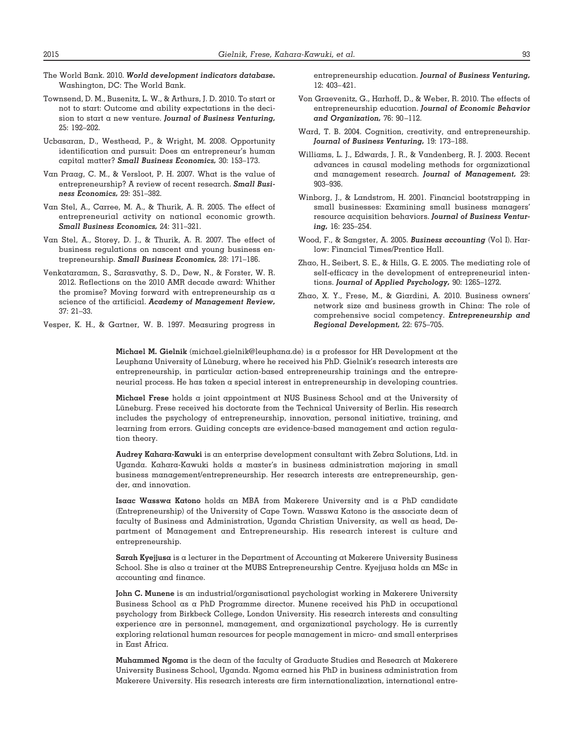The World Bank. 2010. ***World development indicators database.*** Washington, DC: The World Bank.

Townsend, D. M., Busenitz, L. W., & Arthurs, J. D. 2010. To start or not to start: Outcome and ability expectations in the decision to start a new venture. ***Journal of Business Venturing,*** 25: 192–202.

Ucbasaran, D., Westhead, P., & Wright, M. 2008. Opportunity identification and pursuit: Does an entrepreneur's human capital matter? ***Small Business Economics,*** 30: 153–173.

Van Praag, C. M., & Versloot, P. H. 2007. What is the value of entrepreneurship? A review of recent research. ***Small Business Economics,*** 29: 351–382.

Van Stel, A., Carree, M. A., & Thurik, A. R. 2005. The effect of entrepreneurial activity on national economic growth. ***Small Business Economics,*** 24: 311–321.

Van Stel, A., Storey, D. J., & Thurik, A. R. 2007. The effect of business regulations on nascent and young business entrepreneurship. ***Small Business Economics,*** 28: 171–186.

Venkataraman, S., Sarasvathy, S. D., Dew, N., & Forster, W. R. 2012. Reflections on the 2010 AMR decade award: Whither the promise? Moving forward with entrepreneurship as a science of the artificial. ***Academy of Management Review,*** 37: 21–33.

Vesper, K. H., & Gartner, W. B. 1997. Measuring progress in entrepreneurship education. ***Journal of Business Venturing,*** 12: 403–421.

Von Graevenitz, G., Harhoff, D., & Weber, R. 2010. The effects of entrepreneurship education. ***Journal of Economic Behavior and Organization,*** 76: 90–112.

Ward, T. B. 2004. Cognition, creativity, and entrepreneurship. ***Journal of Business Venturing,*** 19: 173–188.

Williams, L. J., Edwards, J. R., & Vandenberg, R. J. 2003. Recent advances in causal modeling methods for organizational and management research. ***Journal of Management,*** 29: 903–936.

Winborg, J., & Landstrom, H. 2001. Financial bootstrapping in small businesses: Examining small business managers' resource acquisition behaviors. ***Journal of Business Venturing,*** 16: 235–254.

Wood, F., & Sangster, A. 2005. ***Business accounting*** (Vol I). Harlow: Financial Times/Prentice Hall.

Zhao, H., Seibert, S. E., & Hills, G. E. 2005. The mediating role of self-efficacy in the development of entrepreneurial intentions. ***Journal of Applied Psychology,*** 90: 1265–1272.

Zhao, X. Y., Frese, M., & Giardini, A. 2010. Business owners' network size and business growth in China: The role of comprehensive social competency. ***Entrepreneurship and Regional Development,*** 22: 675–705.

**Michael M. Gielnik** (michael.gielnik@leuphana.de) is a professor for HR Development at the Leuphana University of Lüneburg, where he received his PhD. Gielnik's research interests are entrepreneurship, in particular action-based entrepreneurship trainings and the entrepreneurial process. He has taken a special interest in entrepreneurship in developing countries.

**Michael Frese** holds a joint appointment at NUS Business School and at the University of Lüneburg. Frese received his doctorate from the Technical University of Berlin. His research includes the psychology of entrepreneurship, innovation, personal initiative, training, and learning from errors. Guiding concepts are evidence-based management and action regulation theory.

**Audrey Kahara-Kawuki** is an enterprise development consultant with Zebra Solutions, Ltd. in Uganda. Kahara-Kawuki holds a master's in business administration majoring in small business management/entrepreneurship. Her research interests are entrepreneurship, gender, and innovation.

**Isaac Wasswa Katono** holds an MBA from Makerere University and is a PhD candidate (Entrepreneurship) of the University of Cape Town. Wasswa Katono is the associate dean of faculty of Business and Administration, Uganda Christian University, as well as head, Department of Management and Entrepreneurship. His research interest is culture and entrepreneurship.

**Sarah Kyejjusa** is a lecturer in the Department of Accounting at Makerere University Business School. She is also a trainer at the MUBS Entrepreneurship Centre. Kyejjusa holds an MSc in accounting and finance.

**John C. Munene** is an industrial/organisational psychologist working in Makerere University Business School as a PhD Programme director. Munene received his PhD in occupational psychology from Birkbeck College, London University. His research interests and consulting experience are in personnel, management, and organizational psychology. He is currently exploring relational human resources for people management in micro- and small enterprises in East Africa.

**Muhammed Ngoma** is the dean of the faculty of Graduate Studies and Research at Makerere University Business School, Uganda. Ngoma earned his PhD in business administration from Makerere University. His research interests are firm internationalization, international entre-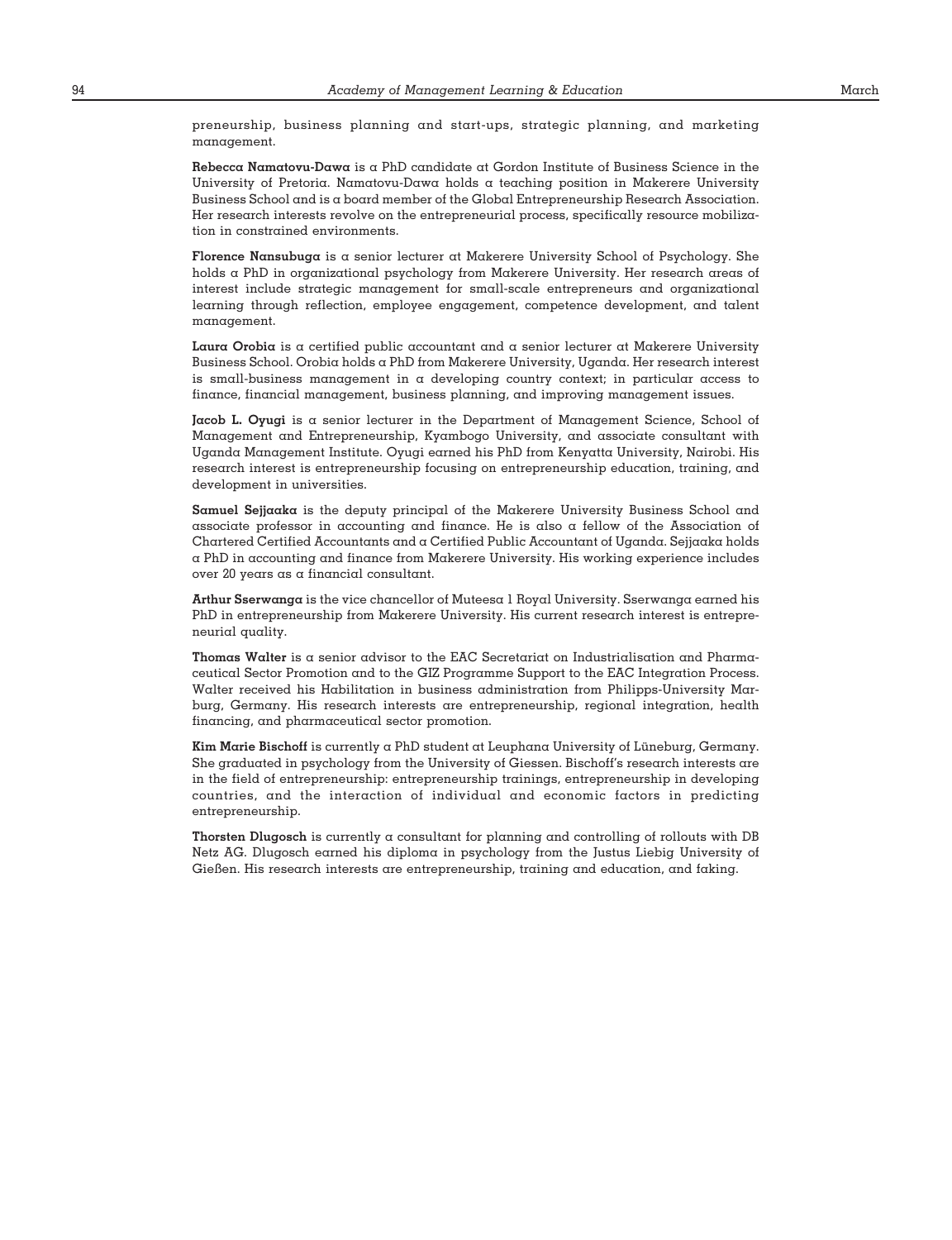preneurship, business planning and start-ups, strategic planning, and marketing management.

**Rebecca Namatovu-Dawa** is a PhD candidate at Gordon Institute of Business Science in the University of Pretoria. Namatovu-Dawa holds a teaching position in Makerere University Business School and is a board member of the Global Entrepreneurship Research Association. Her research interests revolve on the entrepreneurial process, specifically resource mobilization in constrained environments.

**Florence Nansubuga** is a senior lecturer at Makerere University School of Psychology. She holds a PhD in organizational psychology from Makerere University. Her research areas of interest include strategic management for small-scale entrepreneurs and organizational learning through reflection, employee engagement, competence development, and talent management.

**Laura Orobia** is a certified public accountant and a senior lecturer at Makerere University Business School. Orobia holds a PhD from Makerere University, Uganda. Her research interest is small-business management in a developing country context; in particular access to finance, financial management, business planning, and improving management issues.

**Jacob L. Oyugi** is a senior lecturer in the Department of Management Science, School of Management and Entrepreneurship, Kyambogo University, and associate consultant with Uganda Management Institute. Oyugi earned his PhD from Kenyatta University, Nairobi. His research interest is entrepreneurship focusing on entrepreneurship education, training, and development in universities.

**Samuel Sejjaaka** is the deputy principal of the Makerere University Business School and associate professor in accounting and finance. He is also a fellow of the Association of Chartered Certified Accountants and a Certified Public Accountant of Uganda. Sejjaaka holds a PhD in accounting and finance from Makerere University. His working experience includes over 20 years as a financial consultant.

**Arthur Sserwanga** is the vice chancellor of Muteesa 1 Royal University. Sserwanga earned his PhD in entrepreneurship from Makerere University. His current research interest is entrepreneurial quality.

**Thomas Walter** is a senior advisor to the EAC Secretariat on Industrialisation and Pharmaceutical Sector Promotion and to the GIZ Programme Support to the EAC Integration Process. Walter received his Habilitation in business administration from Philipps-University Marburg, Germany. His research interests are entrepreneurship, regional integration, health financing, and pharmaceutical sector promotion.

**Kim Marie Bischoff** is currently a PhD student at Leuphana University of Lüneburg, Germany. She graduated in psychology from the University of Giessen. Bischoff's research interests are in the field of entrepreneurship: entrepreneurship trainings, entrepreneurship in developing countries, and the interaction of individual and economic factors in predicting entrepreneurship.

**Thorsten Dlugosch** is currently a consultant for planning and controlling of rollouts with DB Netz AG. Dlugosch earned his diploma in psychology from the Justus Liebig University of Gießen. His research interests are entrepreneurship, training and education, and faking.